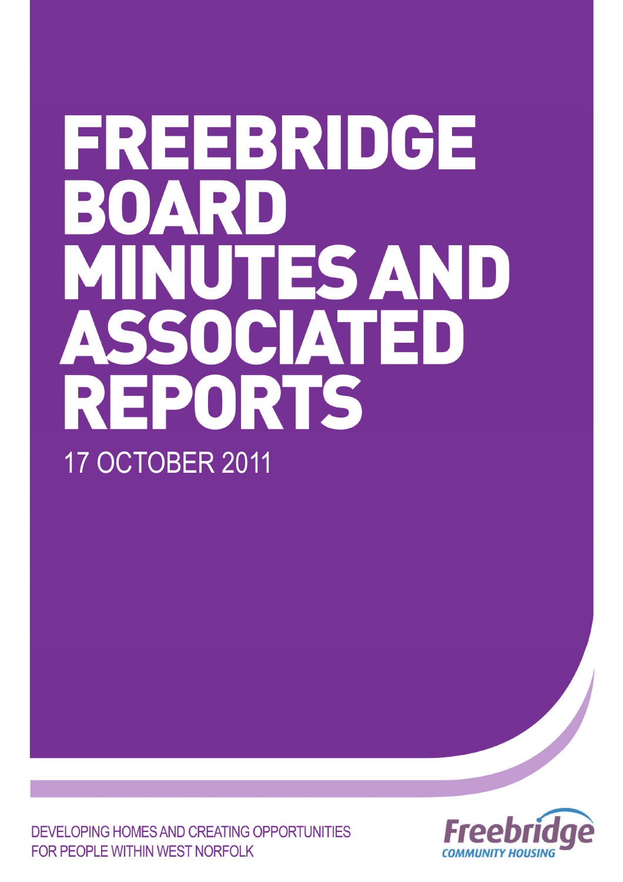# FREEBRIDGE BOARD MINUTES AND ASSOCIATED REPORTS

17 OCTOBER 2011

DEVELOPING HOMES AND CREATING OPPORTUNITIES FOR PEOPLE WITHIN WEST NORFOLK

Freebridge COMMUNITY HOUSING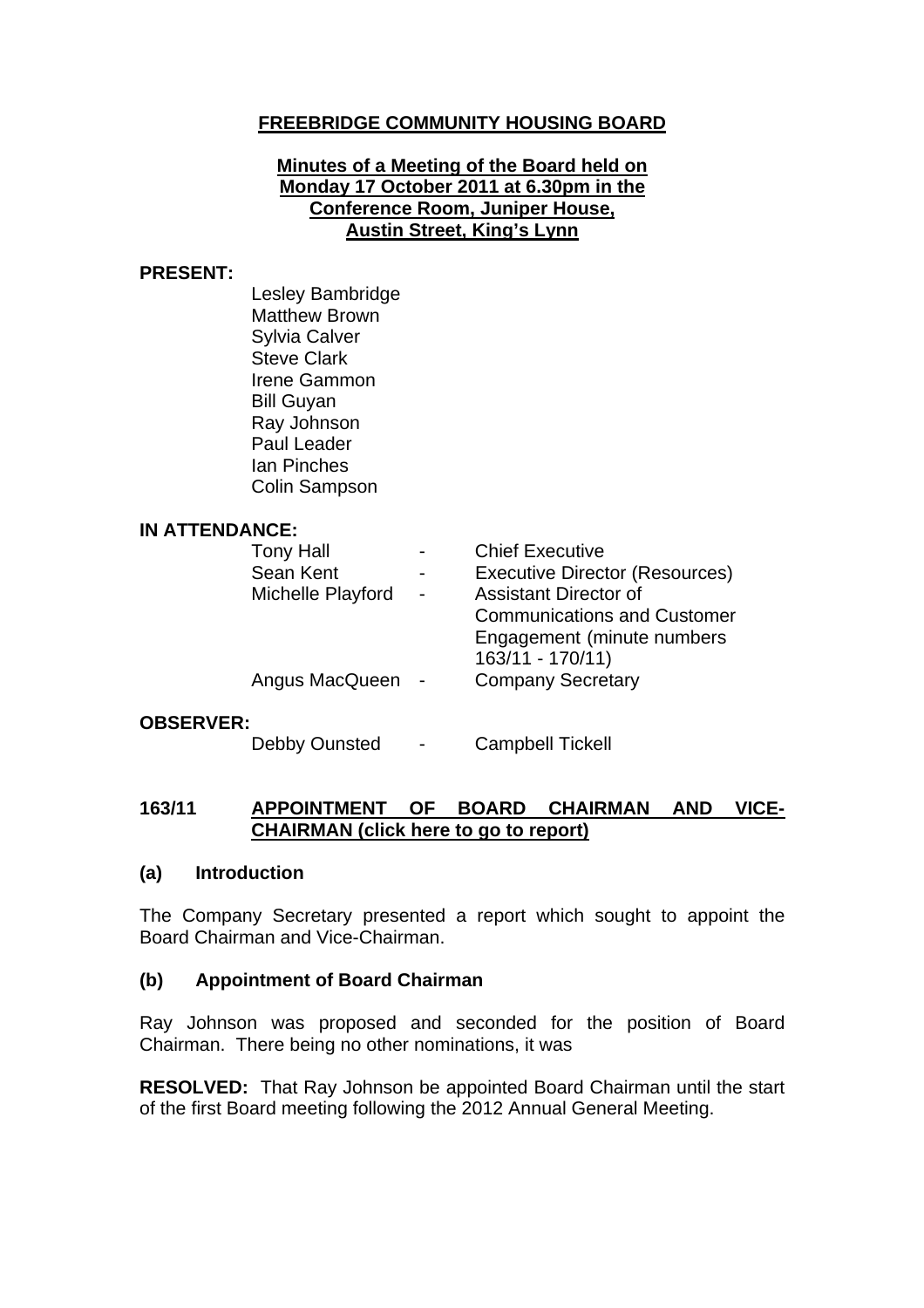# FREEBRIDGE COMMUNITY HOUSING BOARD

**Minutes of a Meeting of the Board held on Monday 17 October 2011 at 6.30pm in the Conference Room, Juniper House, Austin Street, King's Lynn**

**PRESENT:**

Lesley Bambridge
Matthew Brown
Sylvia Calver
Steve Clark
Irene Gammon
Bill Guyan
Ray Johnson
Paul Leader
Ian Pinches
Colin Sampson

**IN ATTENDANCE:**

| | | |
|---|---|---|
| Tony Hall | - | Chief Executive |
| Sean Kent | - | Executive Director (Resources) |
| Michelle Playford | - | Assistant Director of Communications and Customer Engagement (minute numbers 163/11 - 170/11) |
| Angus MacQueen | - | Company Secretary |

**OBSERVER:**

| | | |
|---|---|---|
| Debby Ounsted | - | Campbell Tickell |

## 163/11 APPOINTMENT OF BOARD CHAIRMAN AND VICE-CHAIRMAN (click here to go to report)

### (a) Introduction

The Company Secretary presented a report which sought to appoint the Board Chairman and Vice-Chairman.

### (b) Appointment of Board Chairman

Ray Johnson was proposed and seconded for the position of Board Chairman. There being no other nominations, it was

**RESOLVED:** That Ray Johnson be appointed Board Chairman until the start of the first Board meeting following the 2012 Annual General Meeting.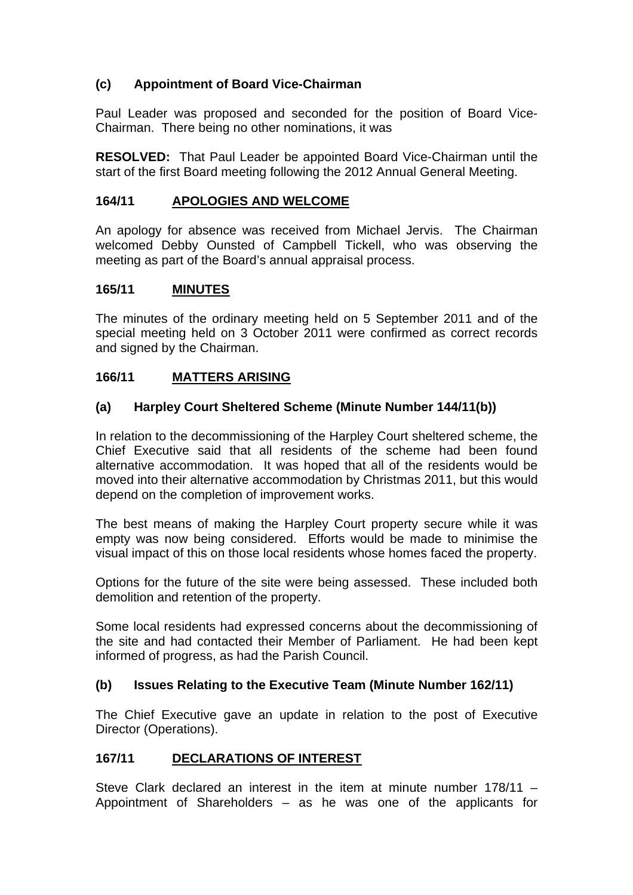### (c) Appointment of Board Vice-Chairman

Paul Leader was proposed and seconded for the position of Board Vice-Chairman. There being no other nominations, it was

**RESOLVED:** That Paul Leader be appointed Board Vice-Chairman until the start of the first Board meeting following the 2012 Annual General Meeting.

## 164/11 APOLOGIES AND WELCOME

An apology for absence was received from Michael Jervis. The Chairman welcomed Debby Ounsted of Campbell Tickell, who was observing the meeting as part of the Board's annual appraisal process.

## 165/11 MINUTES

The minutes of the ordinary meeting held on 5 September 2011 and of the special meeting held on 3 October 2011 were confirmed as correct records and signed by the Chairman.

## 166/11 MATTERS ARISING

### (a) Harpley Court Sheltered Scheme (Minute Number 144/11(b))

In relation to the decommissioning of the Harpley Court sheltered scheme, the Chief Executive said that all residents of the scheme had been found alternative accommodation. It was hoped that all of the residents would be moved into their alternative accommodation by Christmas 2011, but this would depend on the completion of improvement works.

The best means of making the Harpley Court property secure while it was empty was now being considered. Efforts would be made to minimise the visual impact of this on those local residents whose homes faced the property.

Options for the future of the site were being assessed. These included both demolition and retention of the property.

Some local residents had expressed concerns about the decommissioning of the site and had contacted their Member of Parliament. He had been kept informed of progress, as had the Parish Council.

### (b) Issues Relating to the Executive Team (Minute Number 162/11)

The Chief Executive gave an update in relation to the post of Executive Director (Operations).

## 167/11 DECLARATIONS OF INTEREST

Steve Clark declared an interest in the item at minute number 178/11 – Appointment of Shareholders – as he was one of the applicants for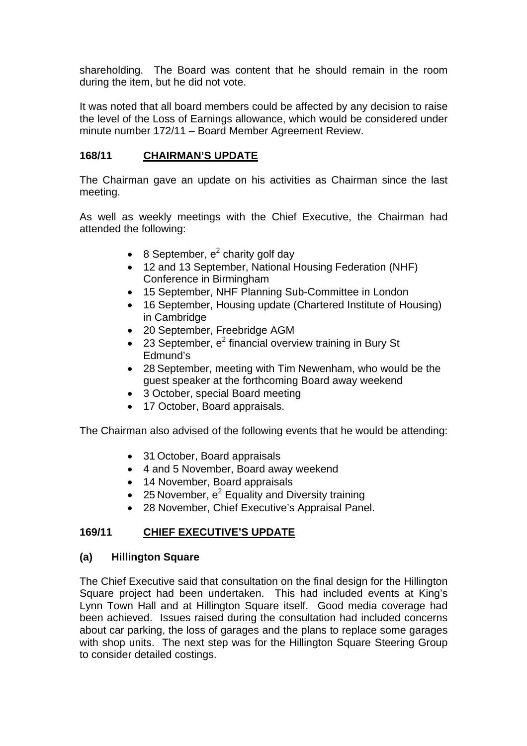shareholding. The Board was content that he should remain in the room during the item, but he did not vote.

It was noted that all board members could be affected by any decision to raise the level of the Loss of Earnings allowance, which would be considered under minute number 172/11 – Board Member Agreement Review.

## 168/11 CHAIRMAN'S UPDATE

The Chairman gave an update on his activities as Chairman since the last meeting.

As well as weekly meetings with the Chief Executive, the Chairman had attended the following:

- 8 September, $e^2$ charity golf day
- 12 and 13 September, National Housing Federation (NHF) Conference in Birmingham
- 15 September, NHF Planning Sub-Committee in London
- 16 September, Housing update (Chartered Institute of Housing) in Cambridge
- 20 September, Freebridge AGM
- 23 September, $e^2$ financial overview training in Bury St Edmund's
- 28 September, meeting with Tim Newenham, who would be the guest speaker at the forthcoming Board away weekend
- 3 October, special Board meeting
- 17 October, Board appraisals.

The Chairman also advised of the following events that he would be attending:

- 31 October, Board appraisals
- 4 and 5 November, Board away weekend
- 14 November, Board appraisals
- 25 November, $e^2$ Equality and Diversity training
- 28 November, Chief Executive's Appraisal Panel.

## 169/11 CHIEF EXECUTIVE'S UPDATE

### (a) Hillington Square

The Chief Executive said that consultation on the final design for the Hillington Square project had been undertaken. This had included events at King's Lynn Town Hall and at Hillington Square itself. Good media coverage had been achieved. Issues raised during the consultation had included concerns about car parking, the loss of garages and the plans to replace some garages with shop units. The next step was for the Hillington Square Steering Group to consider detailed costings.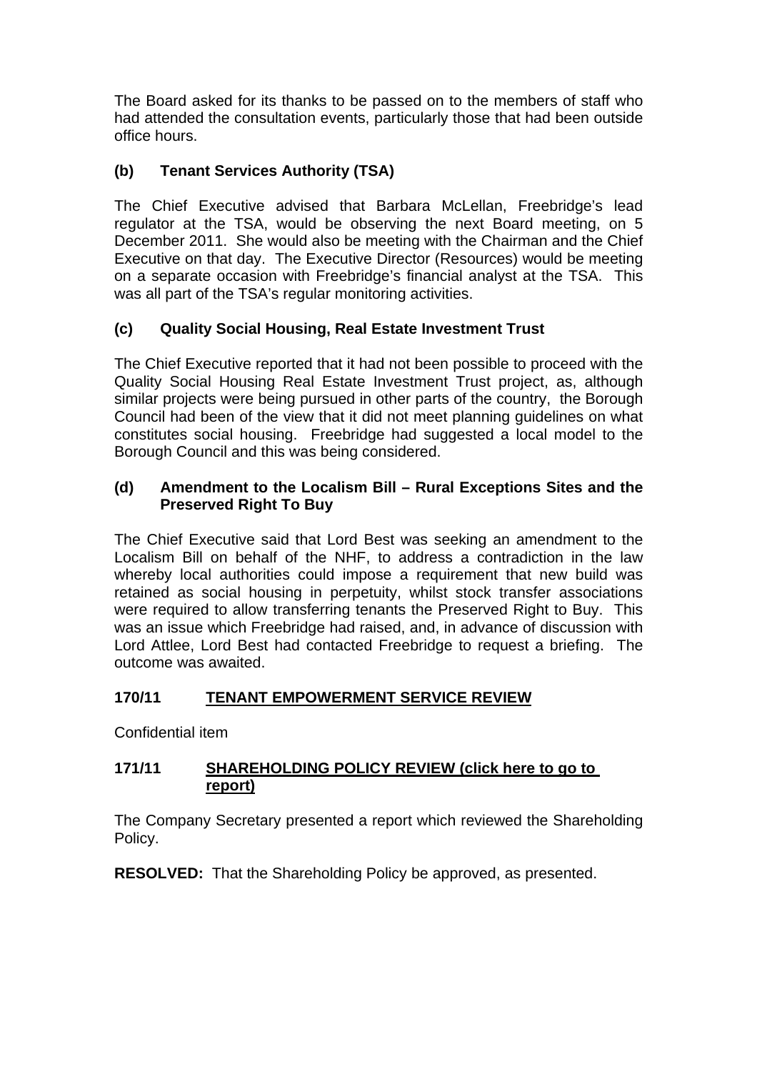The Board asked for its thanks to be passed on to the members of staff who had attended the consultation events, particularly those that had been outside office hours.

### (b) Tenant Services Authority (TSA)

The Chief Executive advised that Barbara McLellan, Freebridge's lead regulator at the TSA, would be observing the next Board meeting, on 5 December 2011. She would also be meeting with the Chairman and the Chief Executive on that day. The Executive Director (Resources) would be meeting on a separate occasion with Freebridge's financial analyst at the TSA. This was all part of the TSA's regular monitoring activities.

### (c) Quality Social Housing, Real Estate Investment Trust

The Chief Executive reported that it had not been possible to proceed with the Quality Social Housing Real Estate Investment Trust project, as, although similar projects were being pursued in other parts of the country, the Borough Council had been of the view that it did not meet planning guidelines on what constitutes social housing. Freebridge had suggested a local model to the Borough Council and this was being considered.

### (d) Amendment to the Localism Bill – Rural Exceptions Sites and the Preserved Right To Buy

The Chief Executive said that Lord Best was seeking an amendment to the Localism Bill on behalf of the NHF, to address a contradiction in the law whereby local authorities could impose a requirement that new build was retained as social housing in perpetuity, whilst stock transfer associations were required to allow transferring tenants the Preserved Right to Buy. This was an issue which Freebridge had raised, and, in advance of discussion with Lord Attlee, Lord Best had contacted Freebridge to request a briefing. The outcome was awaited.

## 170/11 TENANT EMPOWERMENT SERVICE REVIEW

Confidential item

## 171/11 SHAREHOLDING POLICY REVIEW (click here to go to report)

The Company Secretary presented a report which reviewed the Shareholding Policy.

**RESOLVED:** That the Shareholding Policy be approved, as presented.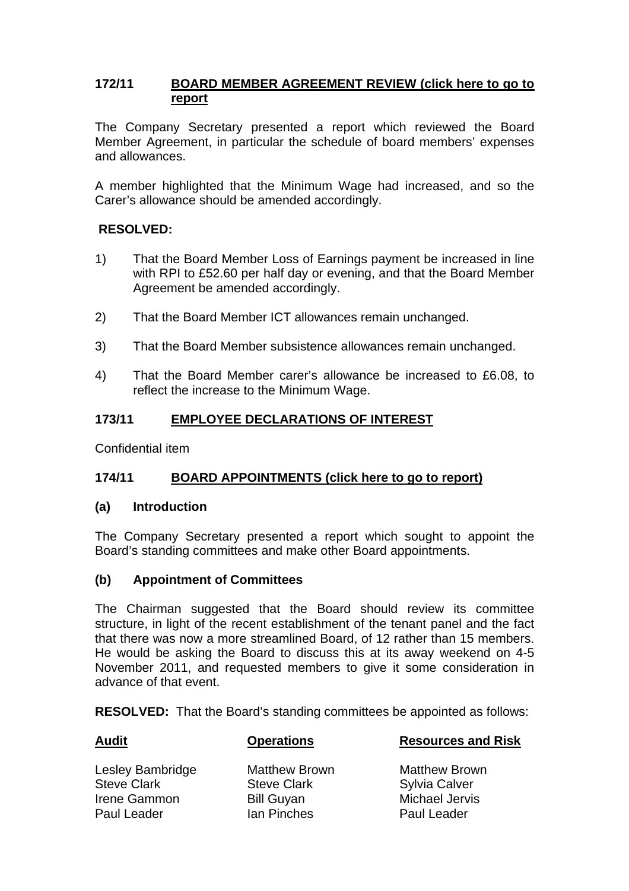**172/11 BOARD MEMBER AGREEMENT REVIEW (click here to go to report)**

The Company Secretary presented a report which reviewed the Board Member Agreement, in particular the schedule of board members' expenses and allowances.

A member highlighted that the Minimum Wage had increased, and so the Carer's allowance should be amended accordingly.

**RESOLVED:**

1) That the Board Member Loss of Earnings payment be increased in line with RPI to £52.60 per half day or evening, and that the Board Member Agreement be amended accordingly.

2) That the Board Member ICT allowances remain unchanged.

3) That the Board Member subsistence allowances remain unchanged.

4) That the Board Member carer's allowance be increased to £6.08, to reflect the increase to the Minimum Wage.

**173/11 EMPLOYEE DECLARATIONS OF INTEREST**

Confidential item

**174/11 BOARD APPOINTMENTS (click here to go to report)**

**(a) Introduction**

The Company Secretary presented a report which sought to appoint the Board's standing committees and make other Board appointments.

**(b) Appointment of Committees**

The Chairman suggested that the Board should review its committee structure, in light of the recent establishment of the tenant panel and the fact that there was now a more streamlined Board, of 12 rather than 15 members. He would be asking the Board to discuss this at its away weekend on 4-5 November 2011, and requested members to give it some consideration in advance of that event.

**RESOLVED:** That the Board's standing committees be appointed as follows:

| Audit | Operations | Resources and Risk |
| --- | --- | --- |
| Lesley Bambridge | Matthew Brown | Matthew Brown |
| Steve Clark | Steve Clark | Sylvia Calver |
| Irene Gammon | Bill Guyan | Michael Jervis |
| Paul Leader | Ian Pinches | Paul Leader |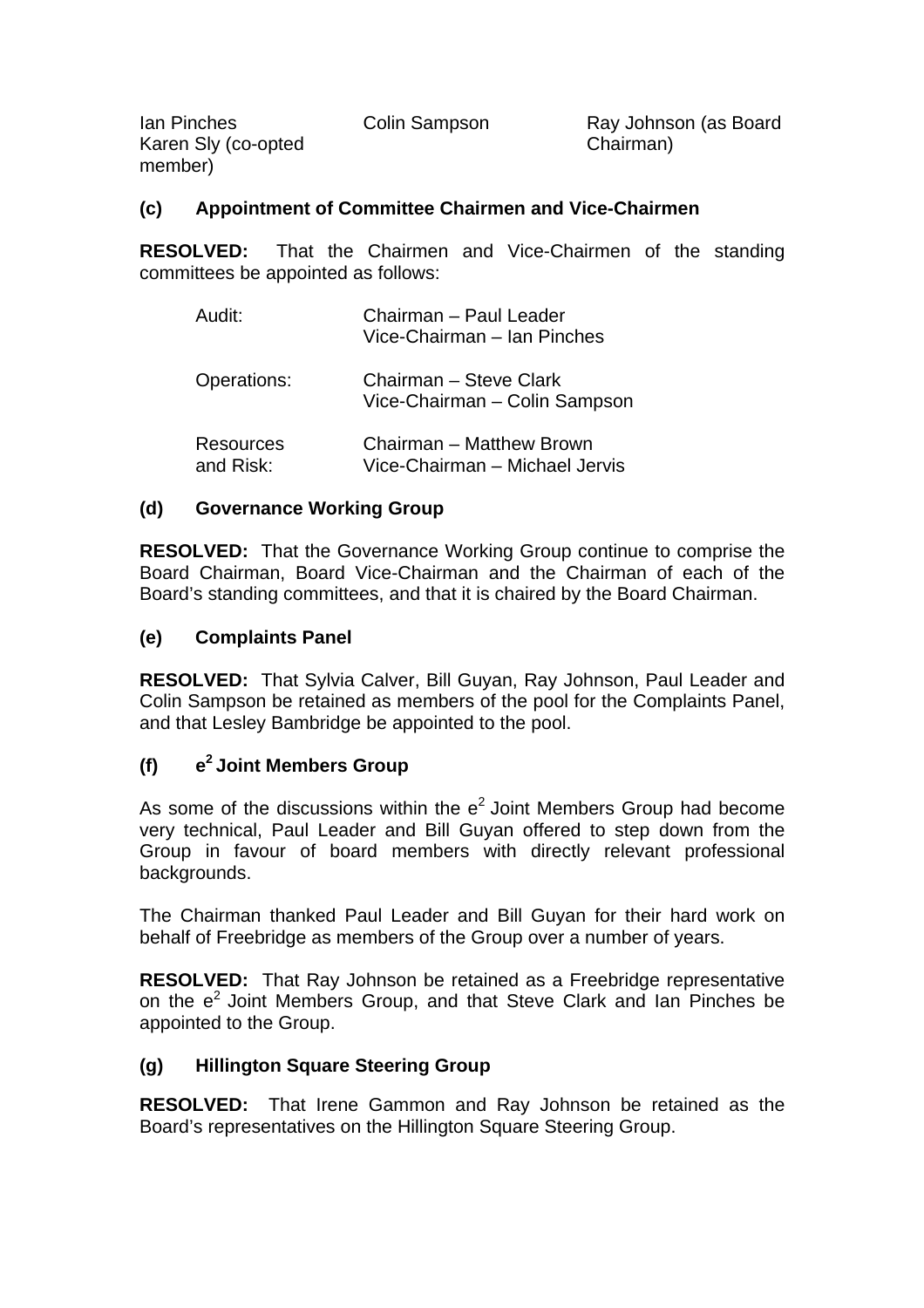| Ian Pinches | Colin Sampson | Ray Johnson (as Board Chairman) |
|---|---|---|
| Karen Sly (co-opted member) | | |

**(c) Appointment of Committee Chairmen and Vice-Chairmen**

**RESOLVED:** That the Chairmen and Vice-Chairmen of the standing committees be appointed as follows:

| | |
|---|---|
| Audit: | Chairman – Paul Leader<br>Vice-Chairman – Ian Pinches |
| Operations: | Chairman – Steve Clark<br>Vice-Chairman – Colin Sampson |
| Resources and Risk: | Chairman – Matthew Brown<br>Vice-Chairman – Michael Jervis |

**(d) Governance Working Group**

**RESOLVED:** That the Governance Working Group continue to comprise the Board Chairman, Board Vice-Chairman and the Chairman of each of the Board's standing committees, and that it is chaired by the Board Chairman.

**(e) Complaints Panel**

**RESOLVED:** That Sylvia Calver, Bill Guyan, Ray Johnson, Paul Leader and Colin Sampson be retained as members of the pool for the Complaints Panel, and that Lesley Bambridge be appointed to the pool.

**(f) $e^2$ Joint Members Group**

As some of the discussions within the $e^2$ Joint Members Group had become very technical, Paul Leader and Bill Guyan offered to step down from the Group in favour of board members with directly relevant professional backgrounds.

The Chairman thanked Paul Leader and Bill Guyan for their hard work on behalf of Freebridge as members of the Group over a number of years.

**RESOLVED:** That Ray Johnson be retained as a Freebridge representative on the $e^2$ Joint Members Group, and that Steve Clark and Ian Pinches be appointed to the Group.

**(g) Hillington Square Steering Group**

**RESOLVED:** That Irene Gammon and Ray Johnson be retained as the Board's representatives on the Hillington Square Steering Group.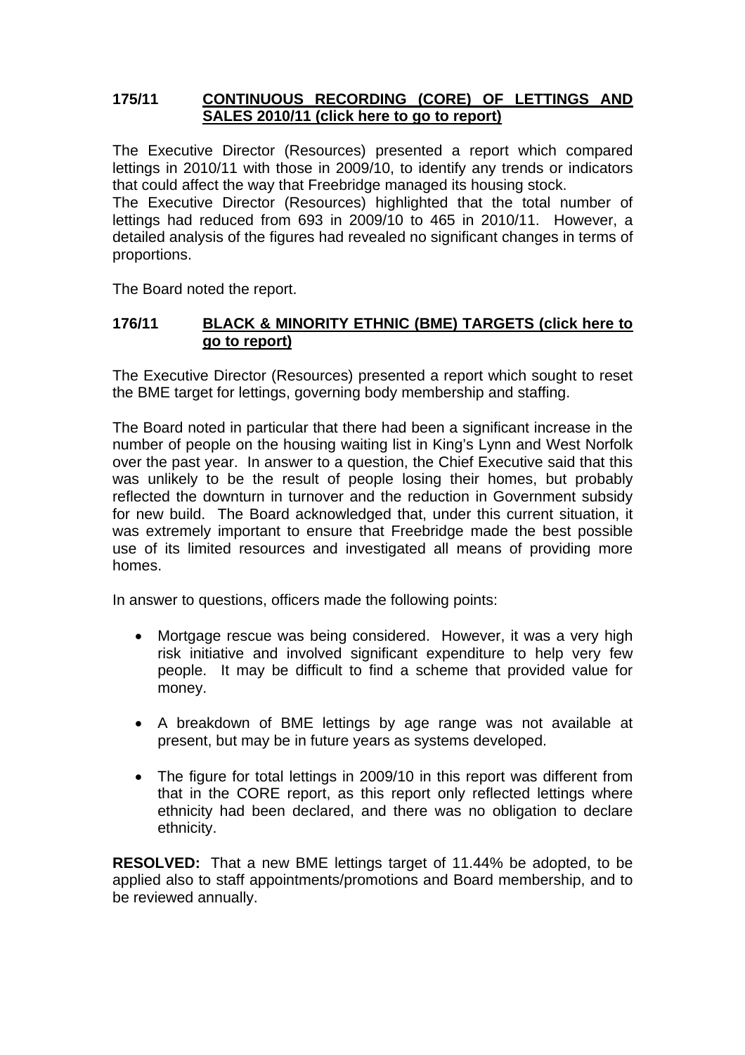## 175/11 CONTINUOUS RECORDING (CORE) OF LETTINGS AND SALES 2010/11 (click here to go to report)

The Executive Director (Resources) presented a report which compared lettings in 2010/11 with those in 2009/10, to identify any trends or indicators that could affect the way that Freebridge managed its housing stock.
The Executive Director (Resources) highlighted that the total number of lettings had reduced from 693 in 2009/10 to 465 in 2010/11. However, a detailed analysis of the figures had revealed no significant changes in terms of proportions.

The Board noted the report.

## 176/11 BLACK & MINORITY ETHNIC (BME) TARGETS (click here to go to report)

The Executive Director (Resources) presented a report which sought to reset the BME target for lettings, governing body membership and staffing.

The Board noted in particular that there had been a significant increase in the number of people on the housing waiting list in King's Lynn and West Norfolk over the past year. In answer to a question, the Chief Executive said that this was unlikely to be the result of people losing their homes, but probably reflected the downturn in turnover and the reduction in Government subsidy for new build. The Board acknowledged that, under this current situation, it was extremely important to ensure that Freebridge made the best possible use of its limited resources and investigated all means of providing more homes.

In answer to questions, officers made the following points:

- Mortgage rescue was being considered. However, it was a very high risk initiative and involved significant expenditure to help very few people. It may be difficult to find a scheme that provided value for money.
- A breakdown of BME lettings by age range was not available at present, but may be in future years as systems developed.
- The figure for total lettings in 2009/10 in this report was different from that in the CORE report, as this report only reflected lettings where ethnicity had been declared, and there was no obligation to declare ethnicity.

**RESOLVED:** That a new BME lettings target of 11.44% be adopted, to be applied also to staff appointments/promotions and Board membership, and to be reviewed annually.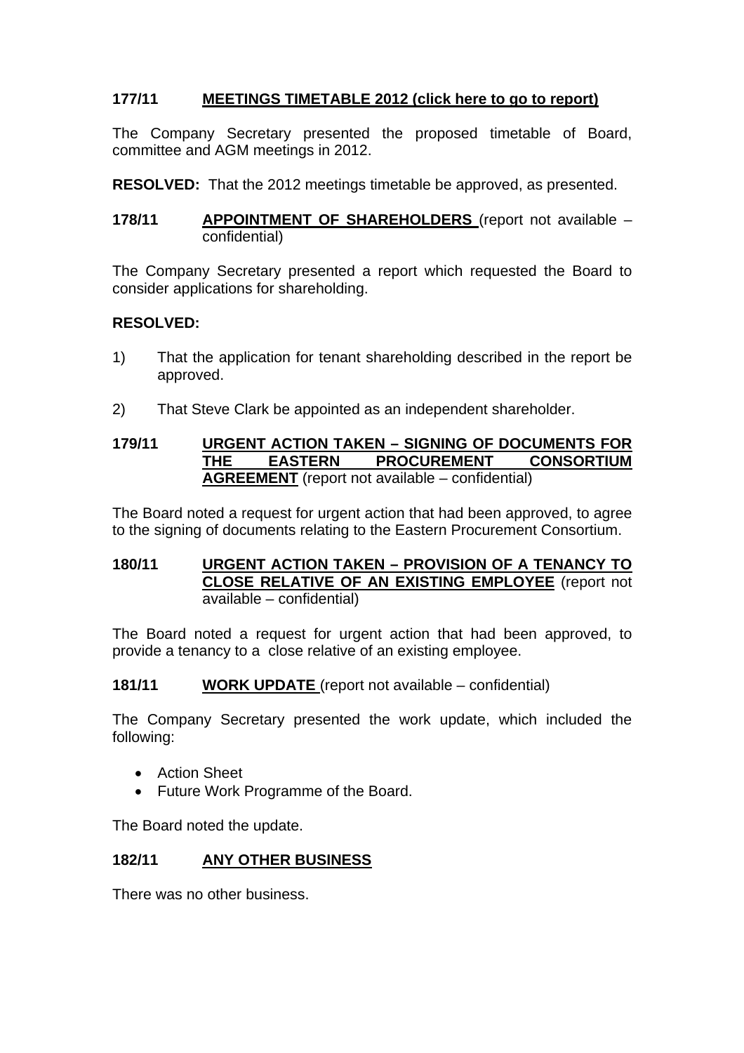### 177/11 MEETINGS TIMETABLE 2012 (click here to go to report)

The Company Secretary presented the proposed timetable of Board, committee and AGM meetings in 2012.

**RESOLVED:** That the 2012 meetings timetable be approved, as presented.

### 178/11 APPOINTMENT OF SHAREHOLDERS (report not available – confidential)

The Company Secretary presented a report which requested the Board to consider applications for shareholding.

**RESOLVED:**

1) That the application for tenant shareholding described in the report be approved.

2) That Steve Clark be appointed as an independent shareholder.

### 179/11 URGENT ACTION TAKEN – SIGNING OF DOCUMENTS FOR THE EASTERN PROCUREMENT CONSORTIUM AGREEMENT (report not available – confidential)

The Board noted a request for urgent action that had been approved, to agree to the signing of documents relating to the Eastern Procurement Consortium.

### 180/11 URGENT ACTION TAKEN – PROVISION OF A TENANCY TO CLOSE RELATIVE OF AN EXISTING EMPLOYEE (report not available – confidential)

The Board noted a request for urgent action that had been approved, to provide a tenancy to a close relative of an existing employee.

### 181/11 WORK UPDATE (report not available – confidential)

The Company Secretary presented the work update, which included the following:

- Action Sheet
- Future Work Programme of the Board.

The Board noted the update.

### 182/11 ANY OTHER BUSINESS

There was no other business.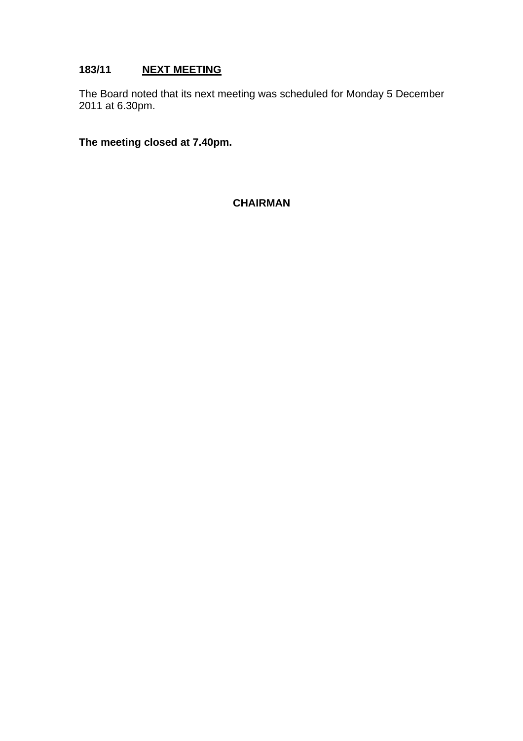## 183/11 NEXT MEETING

The Board noted that its next meeting was scheduled for Monday 5 December 2011 at 6.30pm.

**The meeting closed at 7.40pm.**

**CHAIRMAN**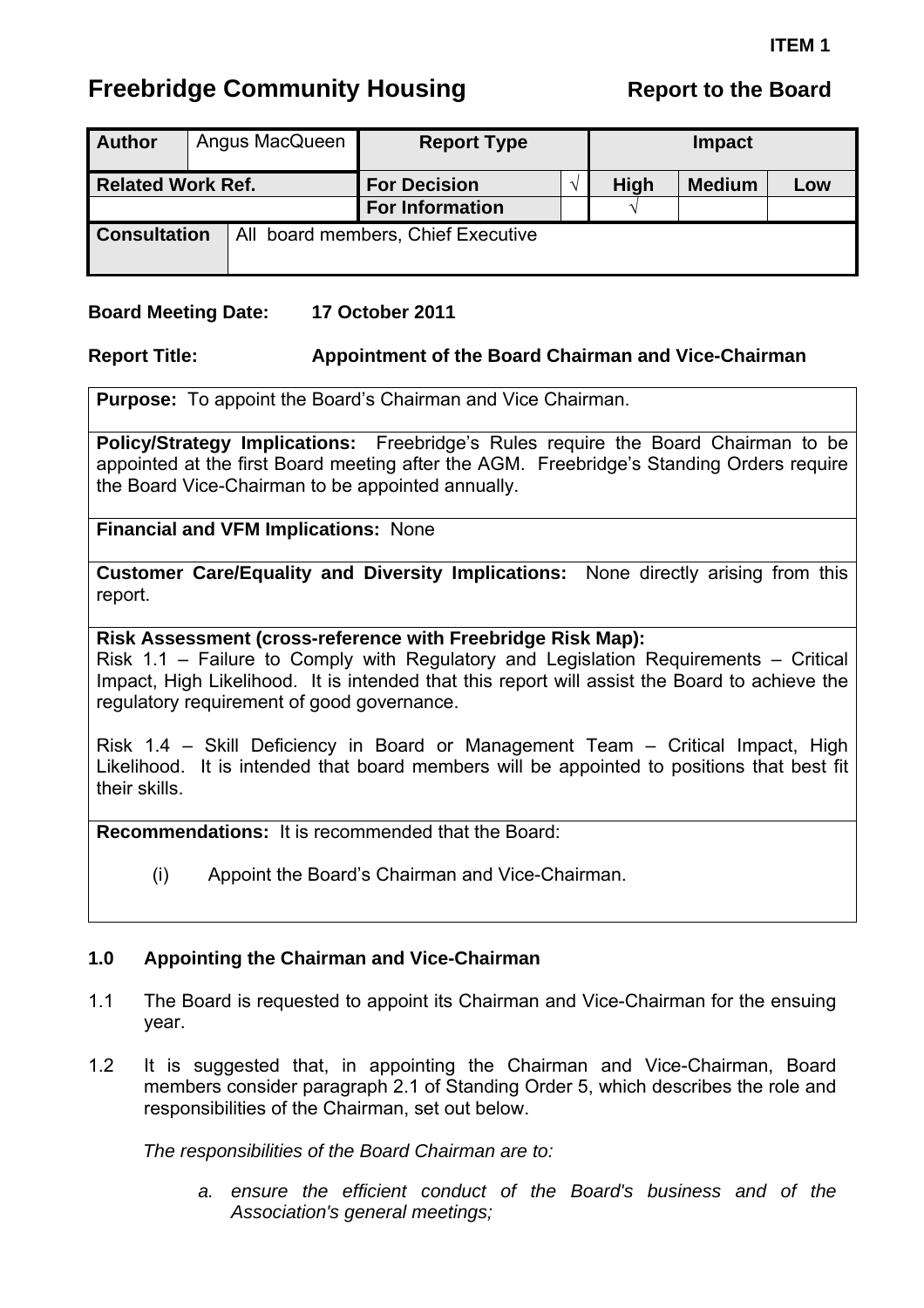**ITEM 1**

# Freebridge Community Housing

**Report to the Board**

| **Author** | Angus MacQueen | **Report Type** | | **Impact** | | |
|---|---|---|---|---|---|---|
| **Related Work Ref.** | | **For Decision** | √ | **High** | **Medium** | **Low** |
| | | **For Information** | | √ | | |
| **Consultation** | All board members, Chief Executive | | | | | |

**Board Meeting Date:** **17 October 2011**

**Report Title:** **Appointment of the Board Chairman and Vice-Chairman**

**Purpose:** To appoint the Board's Chairman and Vice Chairman.

**Policy/Strategy Implications:** Freebridge's Rules require the Board Chairman to be appointed at the first Board meeting after the AGM. Freebridge's Standing Orders require the Board Vice-Chairman to be appointed annually.

**Financial and VFM Implications:** None

**Customer Care/Equality and Diversity Implications:** None directly arising from this report.

**Risk Assessment (cross-reference with Freebridge Risk Map):**
Risk 1.1 – Failure to Comply with Regulatory and Legislation Requirements – Critical Impact, High Likelihood. It is intended that this report will assist the Board to achieve the regulatory requirement of good governance.

Risk 1.4 – Skill Deficiency in Board or Management Team – Critical Impact, High Likelihood. It is intended that board members will be appointed to positions that best fit their skills.

**Recommendations:** It is recommended that the Board:

(i) Appoint the Board's Chairman and Vice-Chairman.

## 1.0 Appointing the Chairman and Vice-Chairman

1.1 The Board is requested to appoint its Chairman and Vice-Chairman for the ensuing year.

1.2 It is suggested that, in appointing the Chairman and Vice-Chairman, Board members consider paragraph 2.1 of Standing Order 5, which describes the role and responsibilities of the Chairman, set out below.

*The responsibilities of the Board Chairman are to:*

*a. ensure the efficient conduct of the Board's business and of the Association's general meetings;*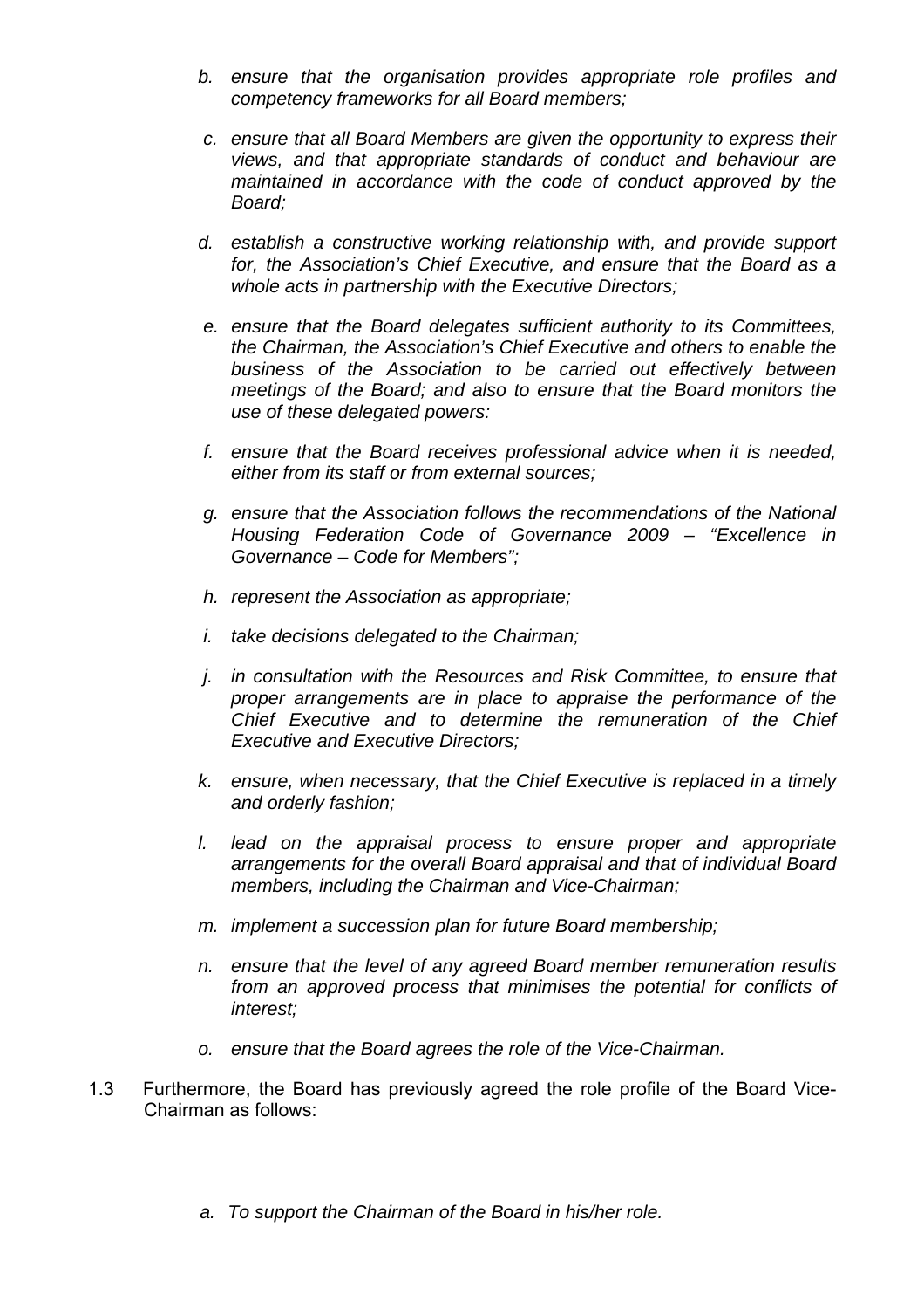b. *ensure that the organisation provides appropriate role profiles and competency frameworks for all Board members;*

c. *ensure that all Board Members are given the opportunity to express their views, and that appropriate standards of conduct and behaviour are maintained in accordance with the code of conduct approved by the Board;*

d. *establish a constructive working relationship with, and provide support for, the Association's Chief Executive, and ensure that the Board as a whole acts in partnership with the Executive Directors;*

e. *ensure that the Board delegates sufficient authority to its Committees, the Chairman, the Association's Chief Executive and others to enable the business of the Association to be carried out effectively between meetings of the Board; and also to ensure that the Board monitors the use of these delegated powers:*

f. *ensure that the Board receives professional advice when it is needed, either from its staff or from external sources;*

g. *ensure that the Association follows the recommendations of the National Housing Federation Code of Governance 2009 – "Excellence in Governance – Code for Members";*

h. *represent the Association as appropriate;*

i. *take decisions delegated to the Chairman;*

j. *in consultation with the Resources and Risk Committee, to ensure that proper arrangements are in place to appraise the performance of the Chief Executive and to determine the remuneration of the Chief Executive and Executive Directors;*

k. *ensure, when necessary, that the Chief Executive is replaced in a timely and orderly fashion;*

l. *lead on the appraisal process to ensure proper and appropriate arrangements for the overall Board appraisal and that of individual Board members, including the Chairman and Vice-Chairman;*

m. *implement a succession plan for future Board membership;*

n. *ensure that the level of any agreed Board member remuneration results from an approved process that minimises the potential for conflicts of interest;*

o. *ensure that the Board agrees the role of the Vice-Chairman.*

1.3 Furthermore, the Board has previously agreed the role profile of the Board Vice-Chairman as follows:

a. *To support the Chairman of the Board in his/her role.*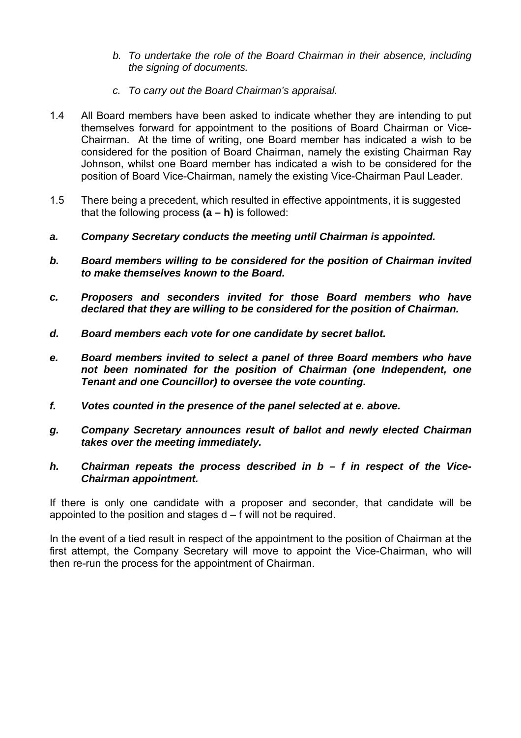*b. To undertake the role of the Board Chairman in their absence, including the signing of documents.*

*c. To carry out the Board Chairman's appraisal.*

1.4 All Board members have been asked to indicate whether they are intending to put themselves forward for appointment to the positions of Board Chairman or Vice-Chairman. At the time of writing, one Board member has indicated a wish to be considered for the position of Board Chairman, namely the existing Chairman Ray Johnson, whilst one Board member has indicated a wish to be considered for the position of Board Vice-Chairman, namely the existing Vice-Chairman Paul Leader.

1.5 There being a precedent, which resulted in effective appointments, it is suggested that the following process **(a – h)** is followed:

***a. Company Secretary conducts the meeting until Chairman is appointed.***

***b. Board members willing to be considered for the position of Chairman invited to make themselves known to the Board.***

***c. Proposers and seconders invited for those Board members who have declared that they are willing to be considered for the position of Chairman.***

***d. Board members each vote for one candidate by secret ballot.***

***e. Board members invited to select a panel of three Board members who have not been nominated for the position of Chairman (one Independent, one Tenant and one Councillor) to oversee the vote counting.***

***f. Votes counted in the presence of the panel selected at e. above.***

***g. Company Secretary announces result of ballot and newly elected Chairman takes over the meeting immediately.***

***h. Chairman repeats the process described in b – f in respect of the Vice-Chairman appointment.***

If there is only one candidate with a proposer and seconder, that candidate will be appointed to the position and stages d – f will not be required.

In the event of a tied result in respect of the appointment to the position of Chairman at the first attempt, the Company Secretary will move to appoint the Vice-Chairman, who will then re-run the process for the appointment of Chairman.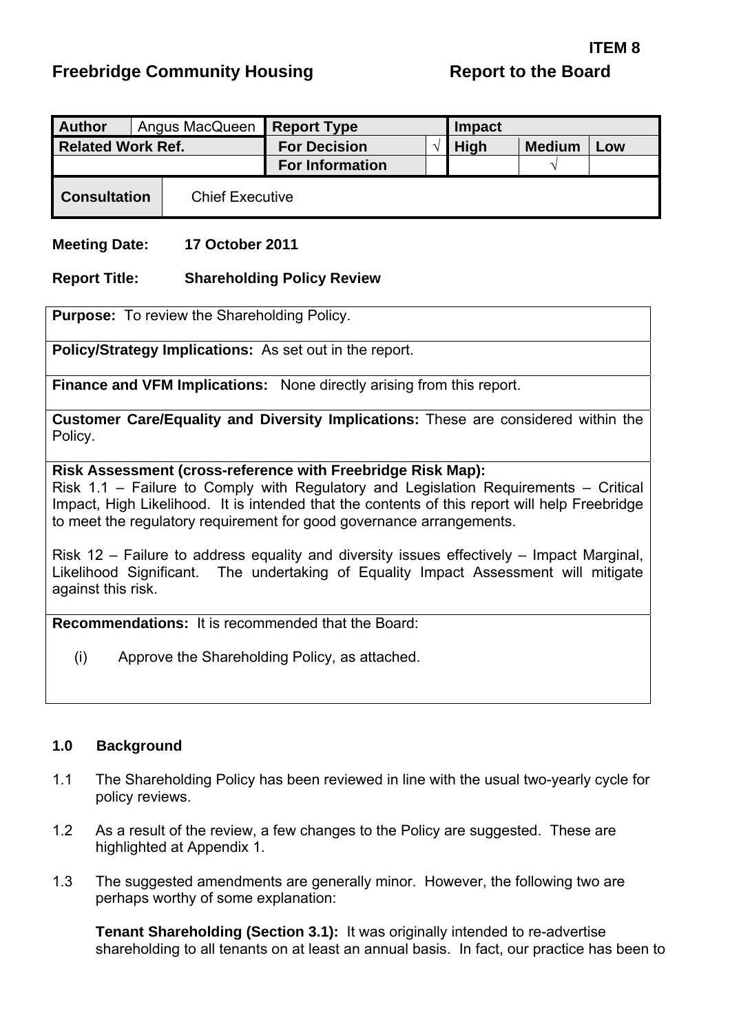**ITEM 8**

**Freebridge Community Housing** **Report to the Board**

| **Author** | Angus MacQueen | **Report Type** | | **Impact** | | |
|---|---|---|---|---|---|---|
| **Related Work Ref.** | | **For Decision** | √ | **High** | **Medium** | **Low** |
| | | **For Information** | | | √ | |
| **Consultation** | Chief Executive | | | | | |

**Meeting Date:** **17 October 2011**

**Report Title:** **Shareholding Policy Review**

**Purpose:** To review the Shareholding Policy.

**Policy/Strategy Implications:** As set out in the report.

**Finance and VFM Implications:** None directly arising from this report.

**Customer Care/Equality and Diversity Implications:** These are considered within the Policy.

**Risk Assessment (cross-reference with Freebridge Risk Map):**
Risk 1.1 – Failure to Comply with Regulatory and Legislation Requirements – Critical Impact, High Likelihood. It is intended that the contents of this report will help Freebridge to meet the regulatory requirement for good governance arrangements.

Risk 12 – Failure to address equality and diversity issues effectively – Impact Marginal, Likelihood Significant. The undertaking of Equality Impact Assessment will mitigate against this risk.

**Recommendations:** It is recommended that the Board:

(i) Approve the Shareholding Policy, as attached.

## 1.0 Background

1.1 The Shareholding Policy has been reviewed in line with the usual two-yearly cycle for policy reviews.

1.2 As a result of the review, a few changes to the Policy are suggested. These are highlighted at Appendix 1.

1.3 The suggested amendments are generally minor. However, the following two are perhaps worthy of some explanation:

**Tenant Shareholding (Section 3.1):** It was originally intended to re-advertise shareholding to all tenants on at least an annual basis. In fact, our practice has been to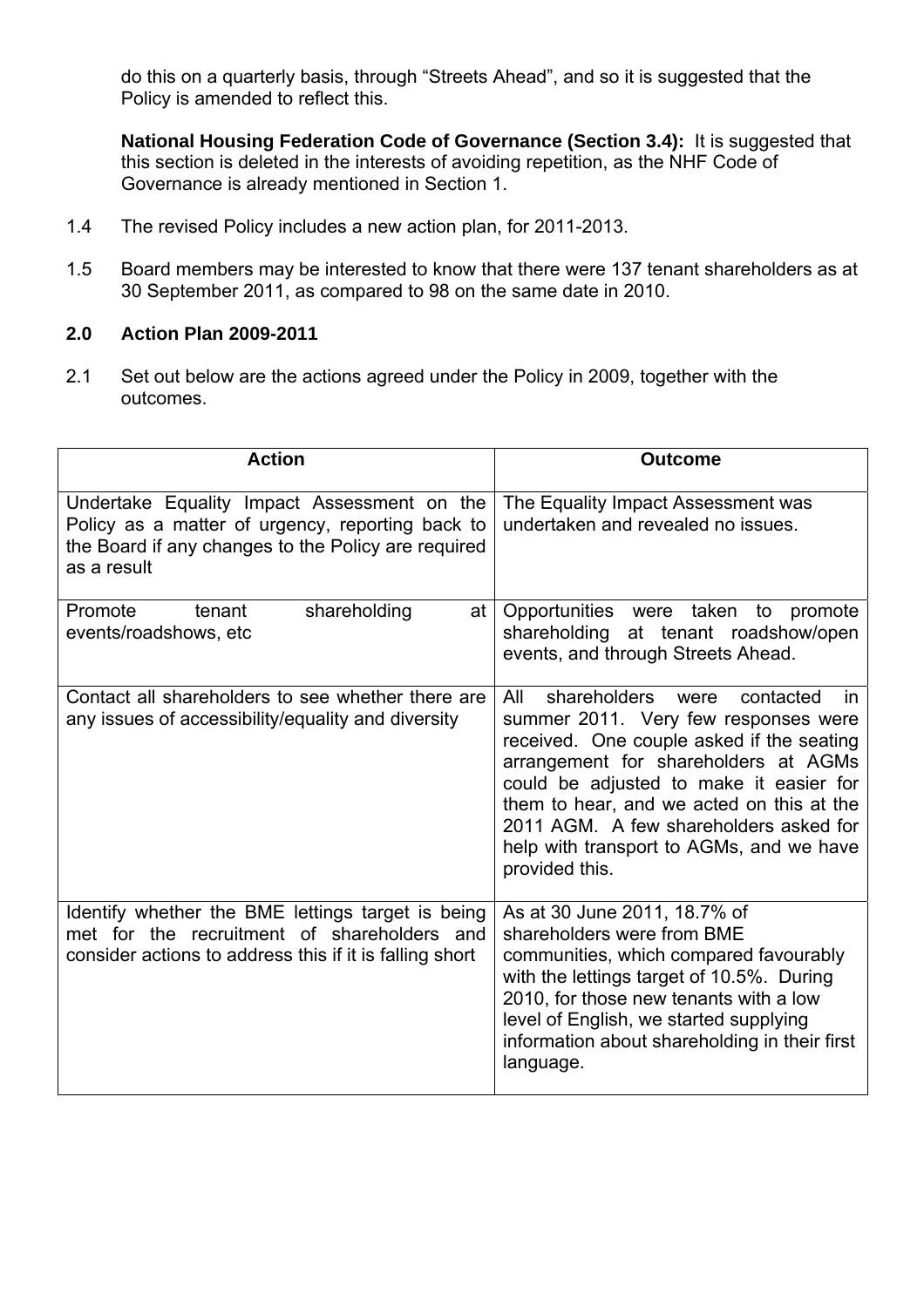do this on a quarterly basis, through "Streets Ahead", and so it is suggested that the Policy is amended to reflect this.

**National Housing Federation Code of Governance (Section 3.4):** It is suggested that this section is deleted in the interests of avoiding repetition, as the NHF Code of Governance is already mentioned in Section 1.

1.4 The revised Policy includes a new action plan, for 2011-2013.

1.5 Board members may be interested to know that there were 137 tenant shareholders as at 30 September 2011, as compared to 98 on the same date in 2010.

## 2.0 Action Plan 2009-2011

2.1 Set out below are the actions agreed under the Policy in 2009, together with the outcomes.

| Action | Outcome |
|---|---|
| Undertake Equality Impact Assessment on the Policy as a matter of urgency, reporting back to the Board if any changes to the Policy are required as a result | The Equality Impact Assessment was undertaken and revealed no issues. |
| Promote tenant shareholding at events/roadshows, etc | Opportunities were taken to promote shareholding at tenant roadshow/open events, and through Streets Ahead. |
| Contact all shareholders to see whether there are any issues of accessibility/equality and diversity | All shareholders were contacted in summer 2011. Very few responses were received. One couple asked if the seating arrangement for shareholders at AGMs could be adjusted to make it easier for them to hear, and we acted on this at the 2011 AGM. A few shareholders asked for help with transport to AGMs, and we have provided this. |
| Identify whether the BME lettings target is being met for the recruitment of shareholders and consider actions to address this if it is falling short | As at 30 June 2011, 18.7% of shareholders were from BME communities, which compared favourably with the lettings target of 10.5%. During 2010, for those new tenants with a low level of English, we started supplying information about shareholding in their first language. |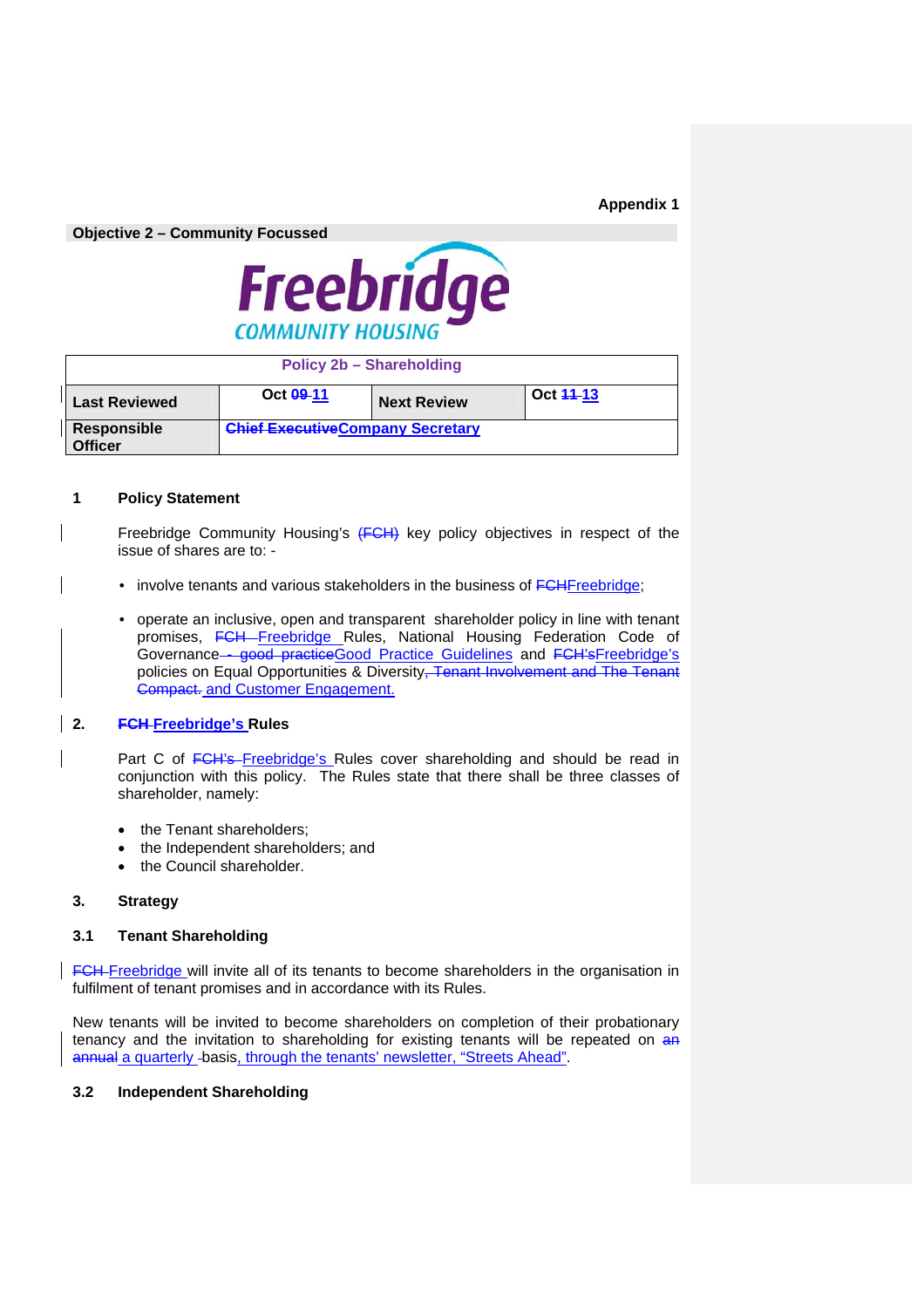**Appendix 1**

**Objective 2 – Community Focussed**

Freebridge
COMMUNITY HOUSING

| **Policy 2b – Shareholding** | | | |
|---|---|---|---|
| **Last Reviewed** | **Oct ~~09~~ 11** | **Next Review** | **Oct ~~11~~ 13** |
| **Responsible Officer** | **~~Chief Executive~~Company Secretary** | | |

## 1 Policy Statement

Freebridge Community Housing's ~~(FCH)~~ key policy objectives in respect of the issue of shares are to: -

- involve tenants and various stakeholders in the business of ~~FCH~~Freebridge;
- operate an inclusive, open and transparent shareholder policy in line with tenant promises, ~~FCH~~ Freebridge Rules, National Housing Federation Code of Governance ~~- good practice~~Good Practice Guidelines and ~~FCH's~~Freebridge's policies on Equal Opportunities & Diversity~~, Tenant Involvement and The Tenant Compact.~~ and Customer Engagement.

## 2. ~~FCH~~ Freebridge's Rules

Part C of ~~FCH's~~ Freebridge's Rules cover shareholding and should be read in conjunction with this policy. The Rules state that there shall be three classes of shareholder, namely:

- the Tenant shareholders;
- the Independent shareholders; and
- the Council shareholder.

## 3. Strategy

### 3.1 Tenant Shareholding

~~FCH~~ Freebridge will invite all of its tenants to become shareholders in the organisation in fulfilment of tenant promises and in accordance with its Rules.

New tenants will be invited to become shareholders on completion of their probationary tenancy and the invitation to shareholding for existing tenants will be repeated on ~~an annual~~ a quarterly basis, through the tenants' newsletter, "Streets Ahead".

### 3.2 Independent Shareholding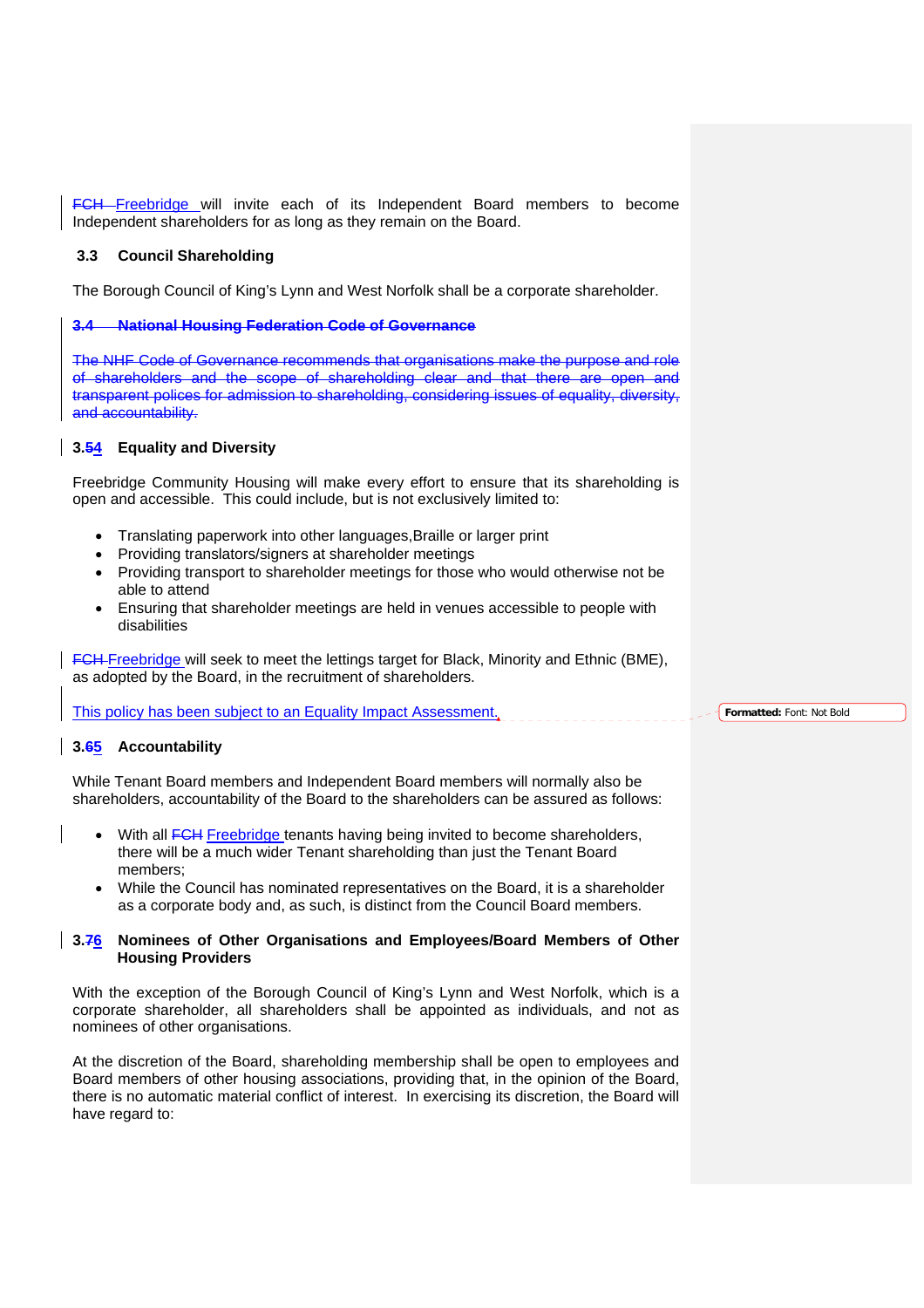~~FCH~~ Freebridge will invite each of its Independent Board members to become Independent shareholders for as long as they remain on the Board.

### 3.3 Council Shareholding

The Borough Council of King's Lynn and West Norfolk shall be a corporate shareholder.

### ~~3.4 National Housing Federation Code of Governance~~

~~The NHF Code of Governance recommends that organisations make the purpose and role of shareholders and the scope of shareholding clear and that there are open and transparent polices for admission to shareholding, considering issues of equality, diversity, and accountability.~~

### 3.~~5~~4 Equality and Diversity

Freebridge Community Housing will make every effort to ensure that its shareholding is open and accessible. This could include, but is not exclusively limited to:

- Translating paperwork into other languages,Braille or larger print
- Providing translators/signers at shareholder meetings
- Providing transport to shareholder meetings for those who would otherwise not be able to attend
- Ensuring that shareholder meetings are held in venues accessible to people with disabilities

~~FCH~~ Freebridge will seek to meet the lettings target for Black, Minority and Ethnic (BME), as adopted by the Board, in the recruitment of shareholders.

This policy has been subject to an Equality Impact Assessment.

### 3.~~6~~5 Accountability

While Tenant Board members and Independent Board members will normally also be shareholders, accountability of the Board to the shareholders can be assured as follows:

- With all ~~FCH~~ Freebridge tenants having being invited to become shareholders, there will be a much wider Tenant shareholding than just the Tenant Board members;
- While the Council has nominated representatives on the Board, it is a shareholder as a corporate body and, as such, is distinct from the Council Board members.

### 3.~~7~~6 Nominees of Other Organisations and Employees/Board Members of Other Housing Providers

With the exception of the Borough Council of King's Lynn and West Norfolk, which is a corporate shareholder, all shareholders shall be appointed as individuals, and not as nominees of other organisations.

At the discretion of the Board, shareholding membership shall be open to employees and Board members of other housing associations, providing that, in the opinion of the Board, there is no automatic material conflict of interest. In exercising its discretion, the Board will have regard to: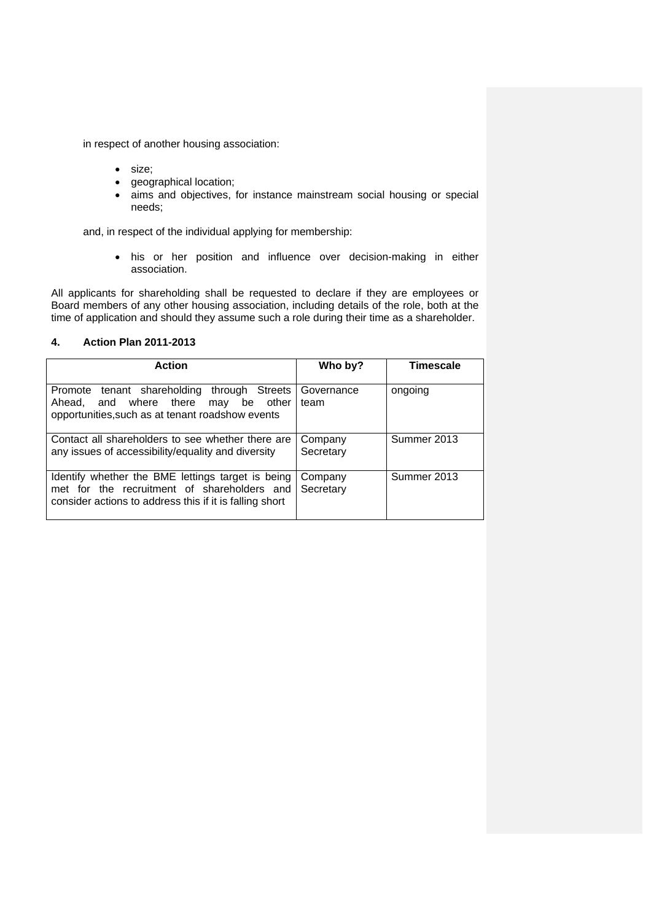in respect of another housing association:

- size;
- geographical location;
- aims and objectives, for instance mainstream social housing or special needs;

and, in respect of the individual applying for membership:

- his or her position and influence over decision-making in either association.

All applicants for shareholding shall be requested to declare if they are employees or Board members of any other housing association, including details of the role, both at the time of application and should they assume such a role during their time as a shareholder.

#### 4. Action Plan 2011-2013

| Action | Who by? | Timescale |
| --- | --- | --- |
| Promote tenant shareholding through Streets Ahead, and where there may be other opportunities,such as at tenant roadshow events | Governance team | ongoing |
| Contact all shareholders to see whether there are any issues of accessibility/equality and diversity | Company Secretary | Summer 2013 |
| Identify whether the BME lettings target is being met for the recruitment of shareholders and consider actions to address this if it is falling short | Company Secretary | Summer 2013 |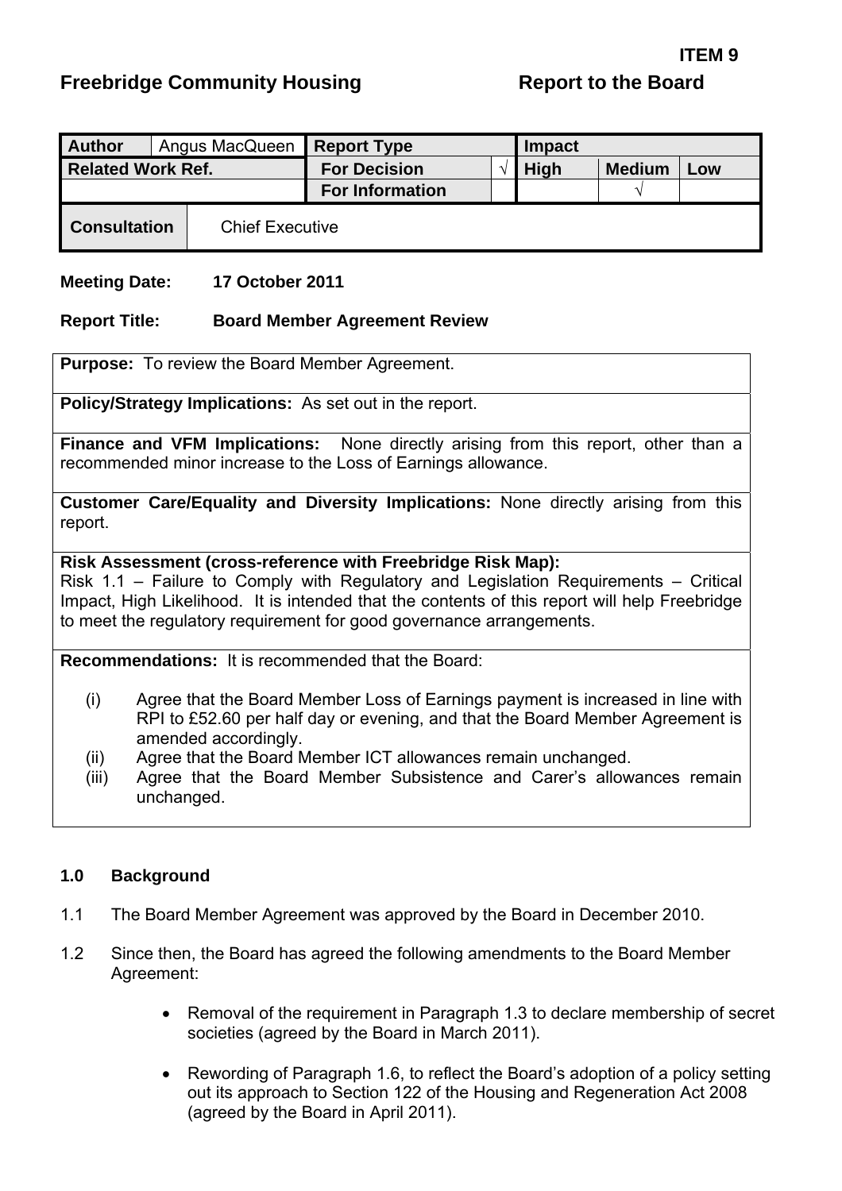**ITEM 9**

**Freebridge Community Housing** **Report to the Board**

| **Author** | Angus MacQueen | **Report Type** | | **Impact** | | |
|---|---|---|---|---|---|---|
| **Related Work Ref.** | | **For Decision** | √ | **High** | **Medium** | **Low** |
| | | **For Information** | | | √ | |
| **Consultation** | Chief Executive | | | | | |

**Meeting Date:** **17 October 2011**

**Report Title:** **Board Member Agreement Review**

**Purpose:** To review the Board Member Agreement.

**Policy/Strategy Implications:** As set out in the report.

**Finance and VFM Implications:** None directly arising from this report, other than a recommended minor increase to the Loss of Earnings allowance.

**Customer Care/Equality and Diversity Implications:** None directly arising from this report.

**Risk Assessment (cross-reference with Freebridge Risk Map):**
Risk 1.1 – Failure to Comply with Regulatory and Legislation Requirements – Critical Impact, High Likelihood. It is intended that the contents of this report will help Freebridge to meet the regulatory requirement for good governance arrangements.

**Recommendations:** It is recommended that the Board:

(i) Agree that the Board Member Loss of Earnings payment is increased in line with RPI to £52.60 per half day or evening, and that the Board Member Agreement is amended accordingly.
(ii) Agree that the Board Member ICT allowances remain unchanged.
(iii) Agree that the Board Member Subsistence and Carer's allowances remain unchanged.

## 1.0 Background

1.1 The Board Member Agreement was approved by the Board in December 2010.

1.2 Since then, the Board has agreed the following amendments to the Board Member Agreement:

- Removal of the requirement in Paragraph 1.3 to declare membership of secret societies (agreed by the Board in March 2011).

- Rewording of Paragraph 1.6, to reflect the Board's adoption of a policy setting out its approach to Section 122 of the Housing and Regeneration Act 2008 (agreed by the Board in April 2011).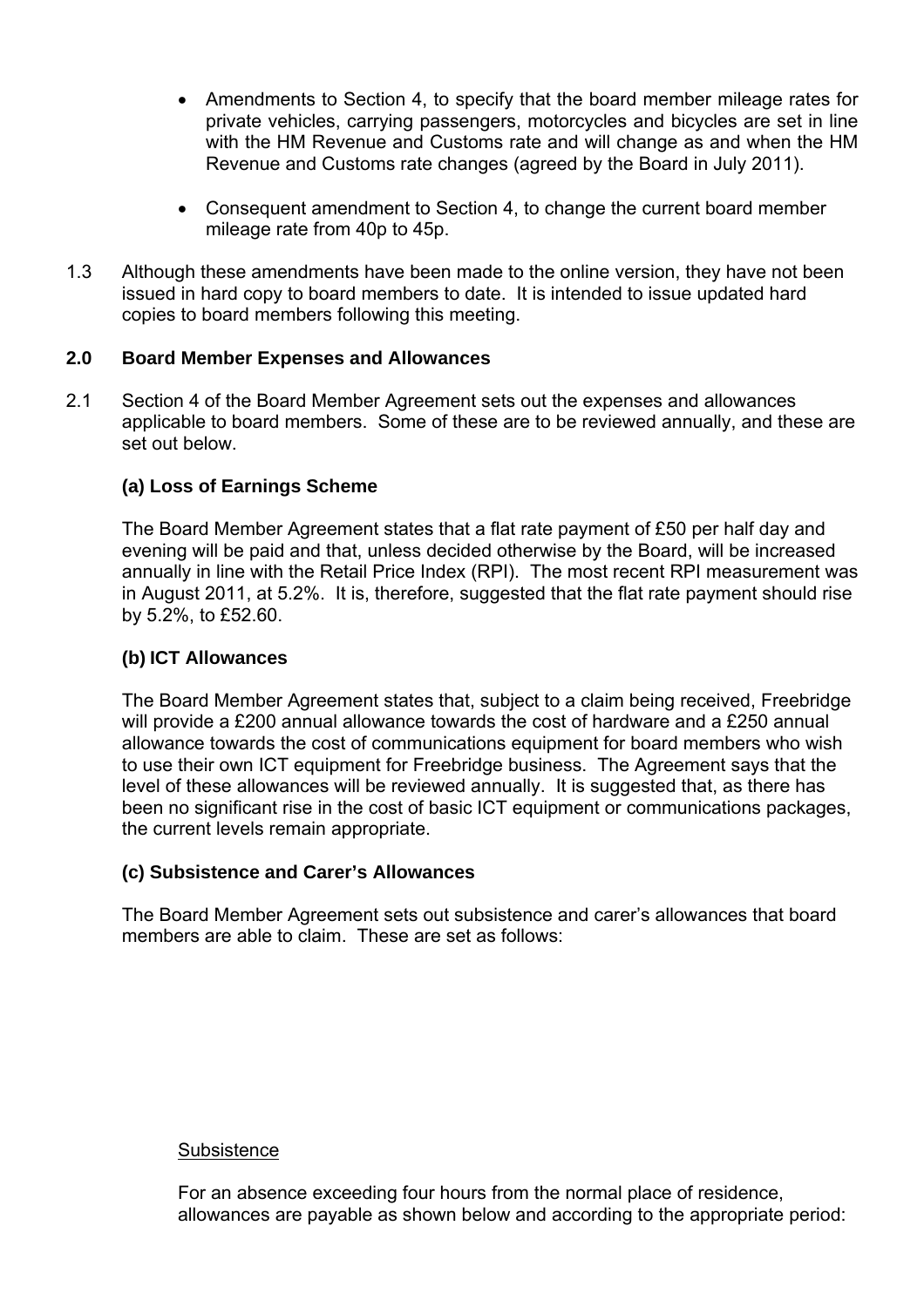- Amendments to Section 4, to specify that the board member mileage rates for private vehicles, carrying passengers, motorcycles and bicycles are set in line with the HM Revenue and Customs rate and will change as and when the HM Revenue and Customs rate changes (agreed by the Board in July 2011).

- Consequent amendment to Section 4, to change the current board member mileage rate from 40p to 45p.

1.3 Although these amendments have been made to the online version, they have not been issued in hard copy to board members to date. It is intended to issue updated hard copies to board members following this meeting.

## 2.0 Board Member Expenses and Allowances

2.1 Section 4 of the Board Member Agreement sets out the expenses and allowances applicable to board members. Some of these are to be reviewed annually, and these are set out below.

### (a) Loss of Earnings Scheme

The Board Member Agreement states that a flat rate payment of £50 per half day and evening will be paid and that, unless decided otherwise by the Board, will be increased annually in line with the Retail Price Index (RPI). The most recent RPI measurement was in August 2011, at 5.2%. It is, therefore, suggested that the flat rate payment should rise by 5.2%, to £52.60.

### (b) ICT Allowances

The Board Member Agreement states that, subject to a claim being received, Freebridge will provide a £200 annual allowance towards the cost of hardware and a £250 annual allowance towards the cost of communications equipment for board members who wish to use their own ICT equipment for Freebridge business. The Agreement says that the level of these allowances will be reviewed annually. It is suggested that, as there has been no significant rise in the cost of basic ICT equipment or communications packages, the current levels remain appropriate.

### (c) Subsistence and Carer's Allowances

The Board Member Agreement sets out subsistence and carer's allowances that board members are able to claim. These are set as follows:

<u>Subsistence</u>

For an absence exceeding four hours from the normal place of residence, allowances are payable as shown below and according to the appropriate period: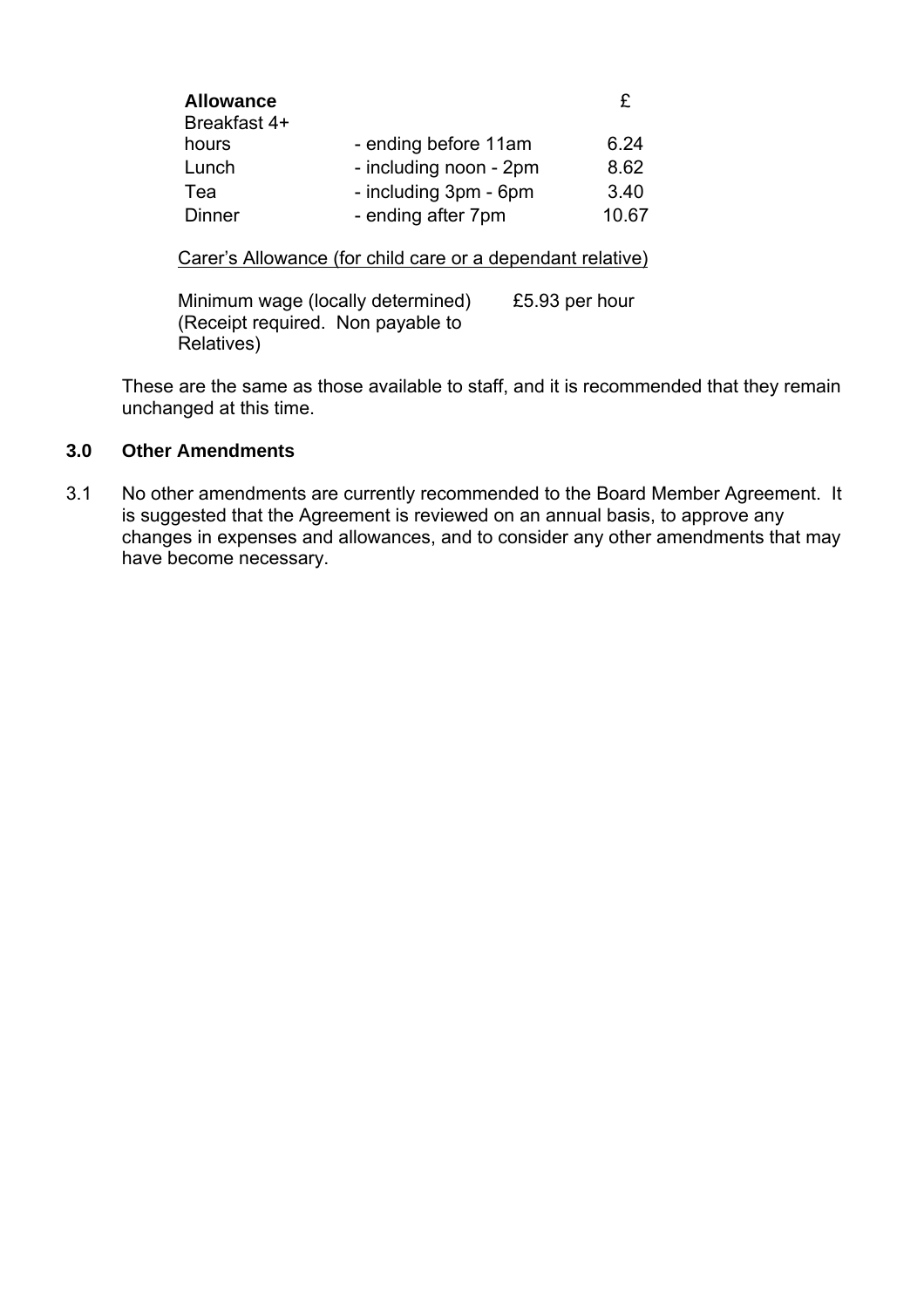| **Allowance** | | £ |
|---|---|---|
| Breakfast 4+ hours | - ending before 11am | 6.24 |
| Lunch | - including noon - 2pm | 8.62 |
| Tea | - including 3pm - 6pm | 3.40 |
| Dinner | - ending after 7pm | 10.67 |

Carer's Allowance (for child care or a dependant relative)

| | |
|---|---|
| Minimum wage (locally determined) (Receipt required. Non payable to Relatives) | £5.93 per hour |

These are the same as those available to staff, and it is recommended that they remain unchanged at this time.

### 3.0 Other Amendments

3.1 No other amendments are currently recommended to the Board Member Agreement. It is suggested that the Agreement is reviewed on an annual basis, to approve any changes in expenses and allowances, and to consider any other amendments that may have become necessary.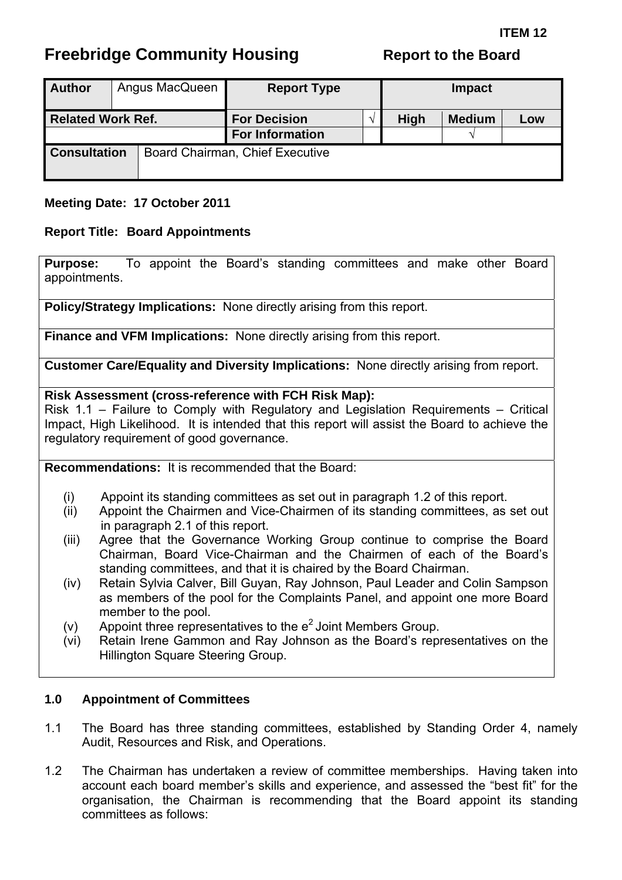**ITEM 12**

# Freebridge Community Housing — Report to the Board

| Author | Angus MacQueen | Report Type | | Impact | | |
|---|---|---|---|---|---|---|
| **Related Work Ref.** | | **For Decision** | √ | **High** | **Medium** | **Low** |
| | | **For Information** | | | √ | |
| **Consultation** | Board Chairman, Chief Executive | | | | | |

**Meeting Date: 17 October 2011**

**Report Title: Board Appointments**

**Purpose:** To appoint the Board's standing committees and make other Board appointments.

**Policy/Strategy Implications:** None directly arising from this report.

**Finance and VFM Implications:** None directly arising from this report.

**Customer Care/Equality and Diversity Implications:** None directly arising from report.

**Risk Assessment (cross-reference with FCH Risk Map):**
Risk 1.1 – Failure to Comply with Regulatory and Legislation Requirements – Critical Impact, High Likelihood. It is intended that this report will assist the Board to achieve the regulatory requirement of good governance.

**Recommendations:** It is recommended that the Board:

(i) Appoint its standing committees as set out in paragraph 1.2 of this report.
(ii) Appoint the Chairmen and Vice-Chairmen of its standing committees, as set out in paragraph 2.1 of this report.
(iii) Agree that the Governance Working Group continue to comprise the Board Chairman, Board Vice-Chairman and the Chairmen of each of the Board's standing committees, and that it is chaired by the Board Chairman.
(iv) Retain Sylvia Calver, Bill Guyan, Ray Johnson, Paul Leader and Colin Sampson as members of the pool for the Complaints Panel, and appoint one more Board member to the pool.
(v) Appoint three representatives to the e$^2$ Joint Members Group.
(vi) Retain Irene Gammon and Ray Johnson as the Board's representatives on the Hillington Square Steering Group.

## 1.0 Appointment of Committees

1.1 The Board has three standing committees, established by Standing Order 4, namely Audit, Resources and Risk, and Operations.

1.2 The Chairman has undertaken a review of committee memberships. Having taken into account each board member's skills and experience, and assessed the "best fit" for the organisation, the Chairman is recommending that the Board appoint its standing committees as follows: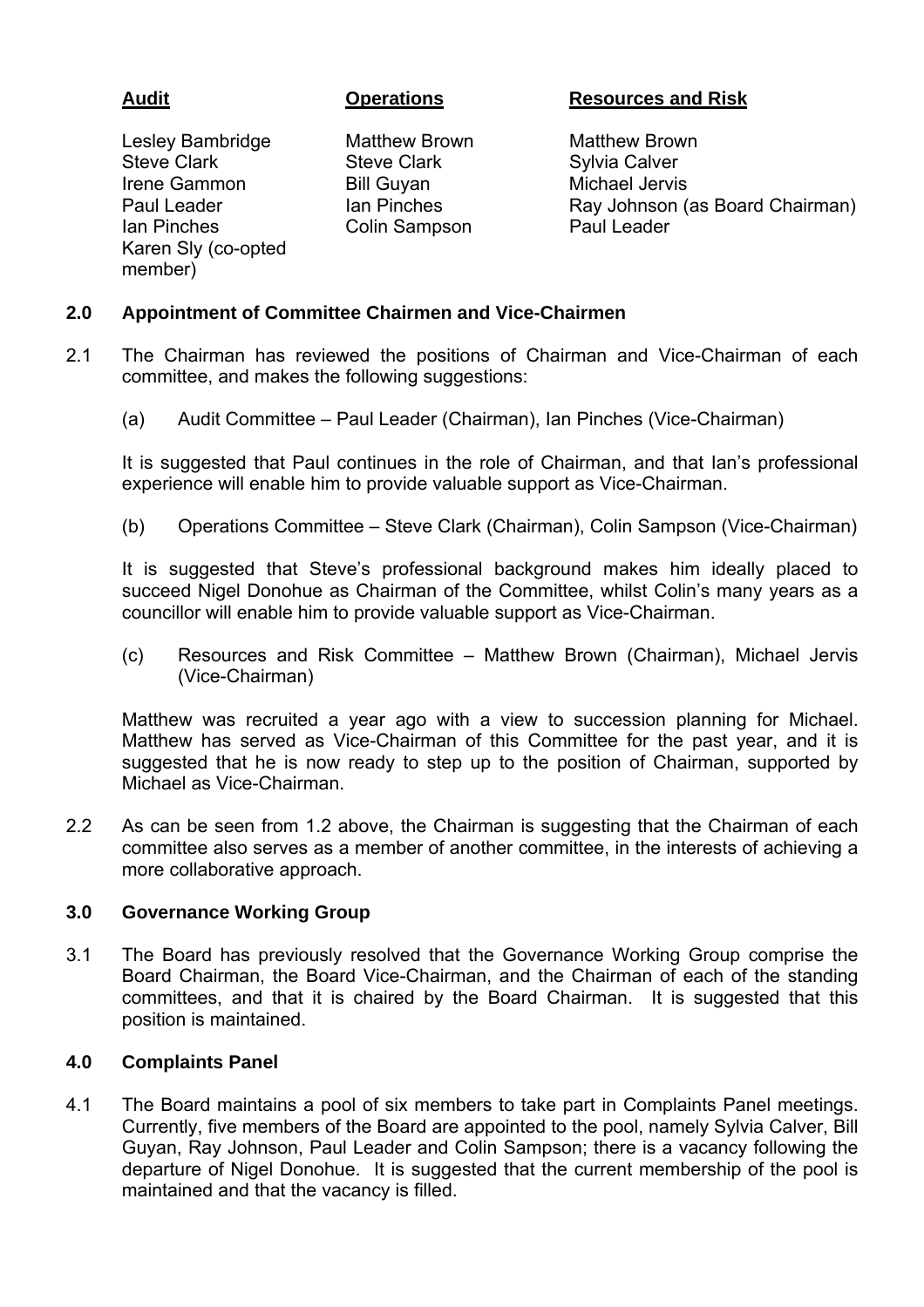| Audit | Operations | Resources and Risk |
|---|---|---|
| Lesley Bambridge | Matthew Brown | Matthew Brown |
| Steve Clark | Steve Clark | Sylvia Calver |
| Irene Gammon | Bill Guyan | Michael Jervis |
| Paul Leader | Ian Pinches | Ray Johnson (as Board Chairman) |
| Ian Pinches | Colin Sampson | Paul Leader |
| Karen Sly (co-opted member) | | |

**2.0 Appointment of Committee Chairmen and Vice-Chairmen**

2.1 The Chairman has reviewed the positions of Chairman and Vice-Chairman of each committee, and makes the following suggestions:

(a) Audit Committee – Paul Leader (Chairman), Ian Pinches (Vice-Chairman)

It is suggested that Paul continues in the role of Chairman, and that Ian's professional experience will enable him to provide valuable support as Vice-Chairman.

(b) Operations Committee – Steve Clark (Chairman), Colin Sampson (Vice-Chairman)

It is suggested that Steve's professional background makes him ideally placed to succeed Nigel Donohue as Chairman of the Committee, whilst Colin's many years as a councillor will enable him to provide valuable support as Vice-Chairman.

(c) Resources and Risk Committee – Matthew Brown (Chairman), Michael Jervis (Vice-Chairman)

Matthew was recruited a year ago with a view to succession planning for Michael. Matthew has served as Vice-Chairman of this Committee for the past year, and it is suggested that he is now ready to step up to the position of Chairman, supported by Michael as Vice-Chairman.

2.2 As can be seen from 1.2 above, the Chairman is suggesting that the Chairman of each committee also serves as a member of another committee, in the interests of achieving a more collaborative approach.

**3.0 Governance Working Group**

3.1 The Board has previously resolved that the Governance Working Group comprise the Board Chairman, the Board Vice-Chairman, and the Chairman of each of the standing committees, and that it is chaired by the Board Chairman. It is suggested that this position is maintained.

**4.0 Complaints Panel**

4.1 The Board maintains a pool of six members to take part in Complaints Panel meetings. Currently, five members of the Board are appointed to the pool, namely Sylvia Calver, Bill Guyan, Ray Johnson, Paul Leader and Colin Sampson; there is a vacancy following the departure of Nigel Donohue. It is suggested that the current membership of the pool is maintained and that the vacancy is filled.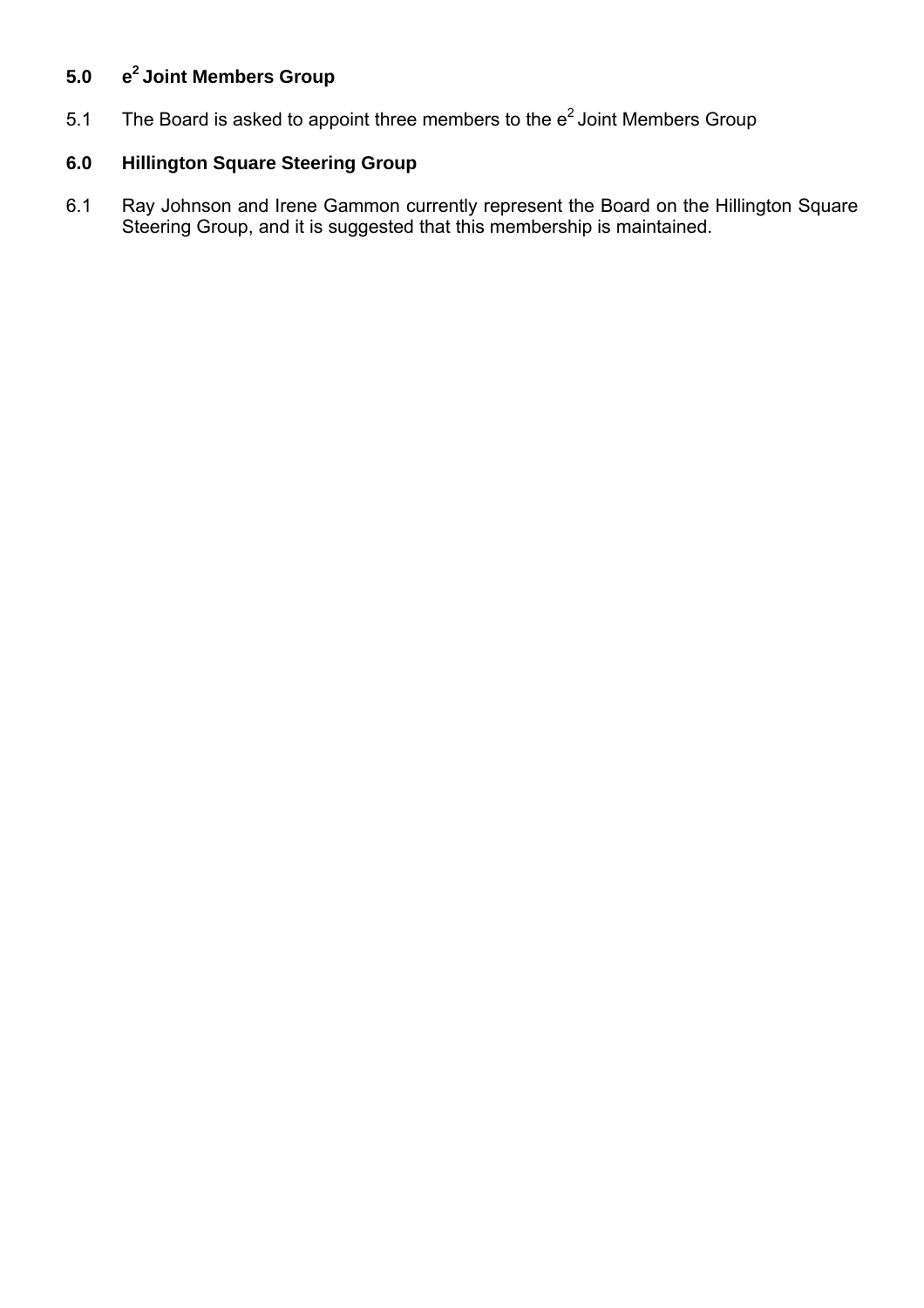## 5.0 $e^2$ Joint Members Group

5.1 The Board is asked to appoint three members to the $e^2$ Joint Members Group

## 6.0 Hillington Square Steering Group

6.1 Ray Johnson and Irene Gammon currently represent the Board on the Hillington Square Steering Group, and it is suggested that this membership is maintained.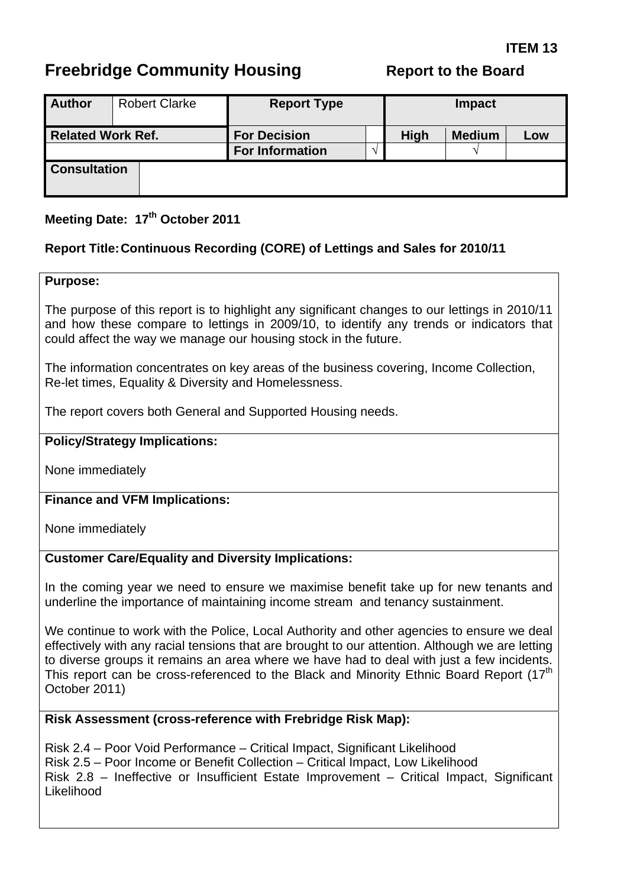**ITEM 13**

# Freebridge Community Housing — Report to the Board

| Author | Robert Clarke | Report Type | | Impact | | |
|---|---|---|---|---|---|---|
| **Related Work Ref.** | | **For Decision** | | **High** | **Medium** | **Low** |
| | | **For Information** | √ | | √ | |
| **Consultation** | | | | | | |

**Meeting Date: 17th October 2011**

**Report Title: Continuous Recording (CORE) of Lettings and Sales for 2010/11**

**Purpose:**

The purpose of this report is to highlight any significant changes to our lettings in 2010/11 and how these compare to lettings in 2009/10, to identify any trends or indicators that could affect the way we manage our housing stock in the future.

The information concentrates on key areas of the business covering, Income Collection, Re-let times, Equality & Diversity and Homelessness.

The report covers both General and Supported Housing needs.

**Policy/Strategy Implications:**

None immediately

**Finance and VFM Implications:**

None immediately

**Customer Care/Equality and Diversity Implications:**

In the coming year we need to ensure we maximise benefit take up for new tenants and underline the importance of maintaining income stream and tenancy sustainment.

We continue to work with the Police, Local Authority and other agencies to ensure we deal effectively with any racial tensions that are brought to our attention. Although we are letting to diverse groups it remains an area where we have had to deal with just a few incidents. This report can be cross-referenced to the Black and Minority Ethnic Board Report (17th October 2011)

**Risk Assessment (cross-reference with Frebridge Risk Map):**

Risk 2.4 – Poor Void Performance – Critical Impact, Significant Likelihood
Risk 2.5 – Poor Income or Benefit Collection – Critical Impact, Low Likelihood
Risk 2.8 – Ineffective or Insufficient Estate Improvement – Critical Impact, Significant Likelihood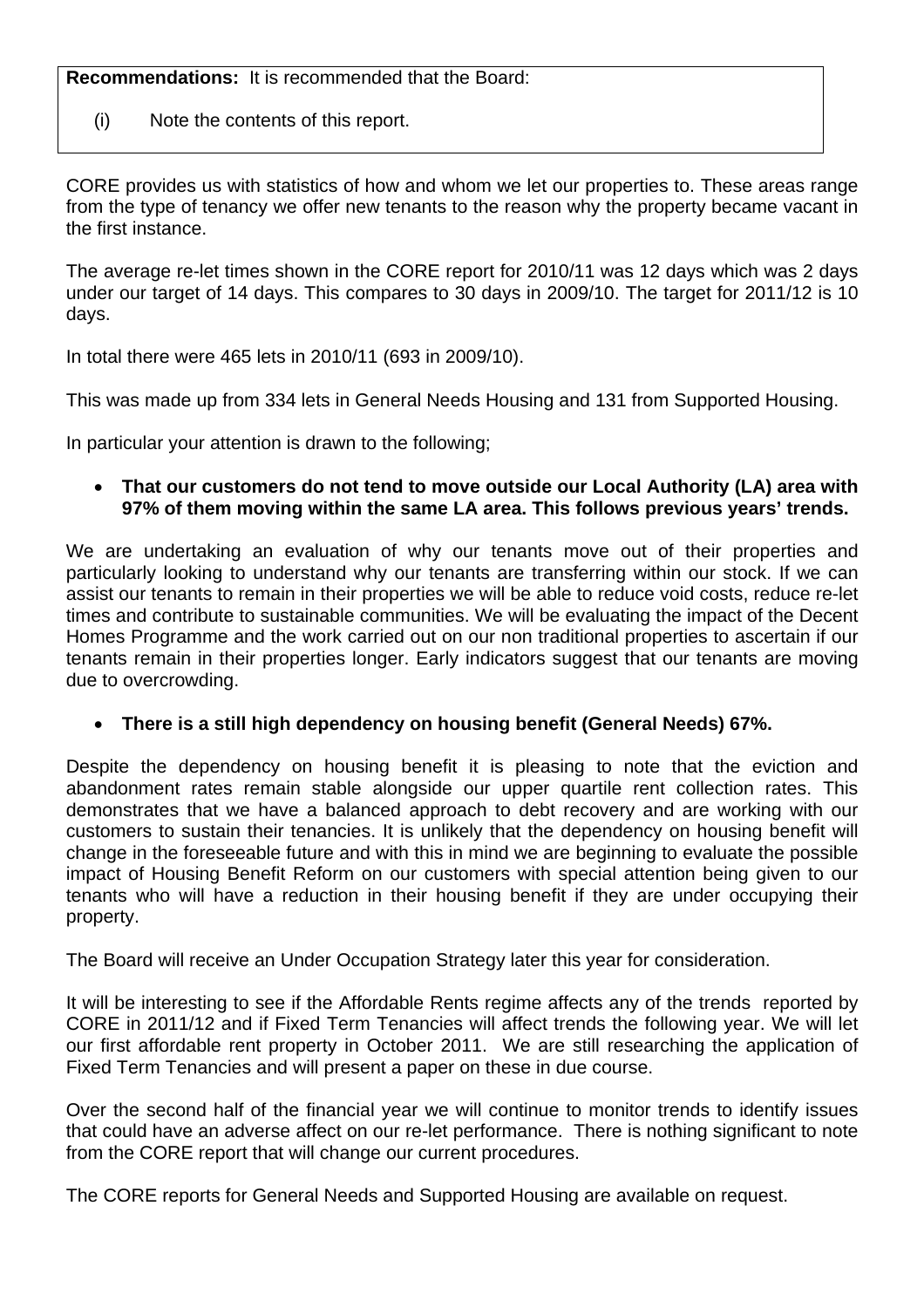**Recommendations:** It is recommended that the Board:

(i) Note the contents of this report.

CORE provides us with statistics of how and whom we let our properties to. These areas range from the type of tenancy we offer new tenants to the reason why the property became vacant in the first instance.

The average re-let times shown in the CORE report for 2010/11 was 12 days which was 2 days under our target of 14 days. This compares to 30 days in 2009/10. The target for 2011/12 is 10 days.

In total there were 465 lets in 2010/11 (693 in 2009/10).

This was made up from 334 lets in General Needs Housing and 131 from Supported Housing.

In particular your attention is drawn to the following;

- **That our customers do not tend to move outside our Local Authority (LA) area with 97% of them moving within the same LA area. This follows previous years' trends.**

We are undertaking an evaluation of why our tenants move out of their properties and particularly looking to understand why our tenants are transferring within our stock. If we can assist our tenants to remain in their properties we will be able to reduce void costs, reduce re-let times and contribute to sustainable communities. We will be evaluating the impact of the Decent Homes Programme and the work carried out on our non traditional properties to ascertain if our tenants remain in their properties longer. Early indicators suggest that our tenants are moving due to overcrowding.

- **There is a still high dependency on housing benefit (General Needs) 67%.**

Despite the dependency on housing benefit it is pleasing to note that the eviction and abandonment rates remain stable alongside our upper quartile rent collection rates. This demonstrates that we have a balanced approach to debt recovery and are working with our customers to sustain their tenancies. It is unlikely that the dependency on housing benefit will change in the foreseeable future and with this in mind we are beginning to evaluate the possible impact of Housing Benefit Reform on our customers with special attention being given to our tenants who will have a reduction in their housing benefit if they are under occupying their property.

The Board will receive an Under Occupation Strategy later this year for consideration.

It will be interesting to see if the Affordable Rents regime affects any of the trends reported by CORE in 2011/12 and if Fixed Term Tenancies will affect trends the following year. We will let our first affordable rent property in October 2011. We are still researching the application of Fixed Term Tenancies and will present a paper on these in due course.

Over the second half of the financial year we will continue to monitor trends to identify issues that could have an adverse affect on our re-let performance. There is nothing significant to note from the CORE report that will change our current procedures.

The CORE reports for General Needs and Supported Housing are available on request.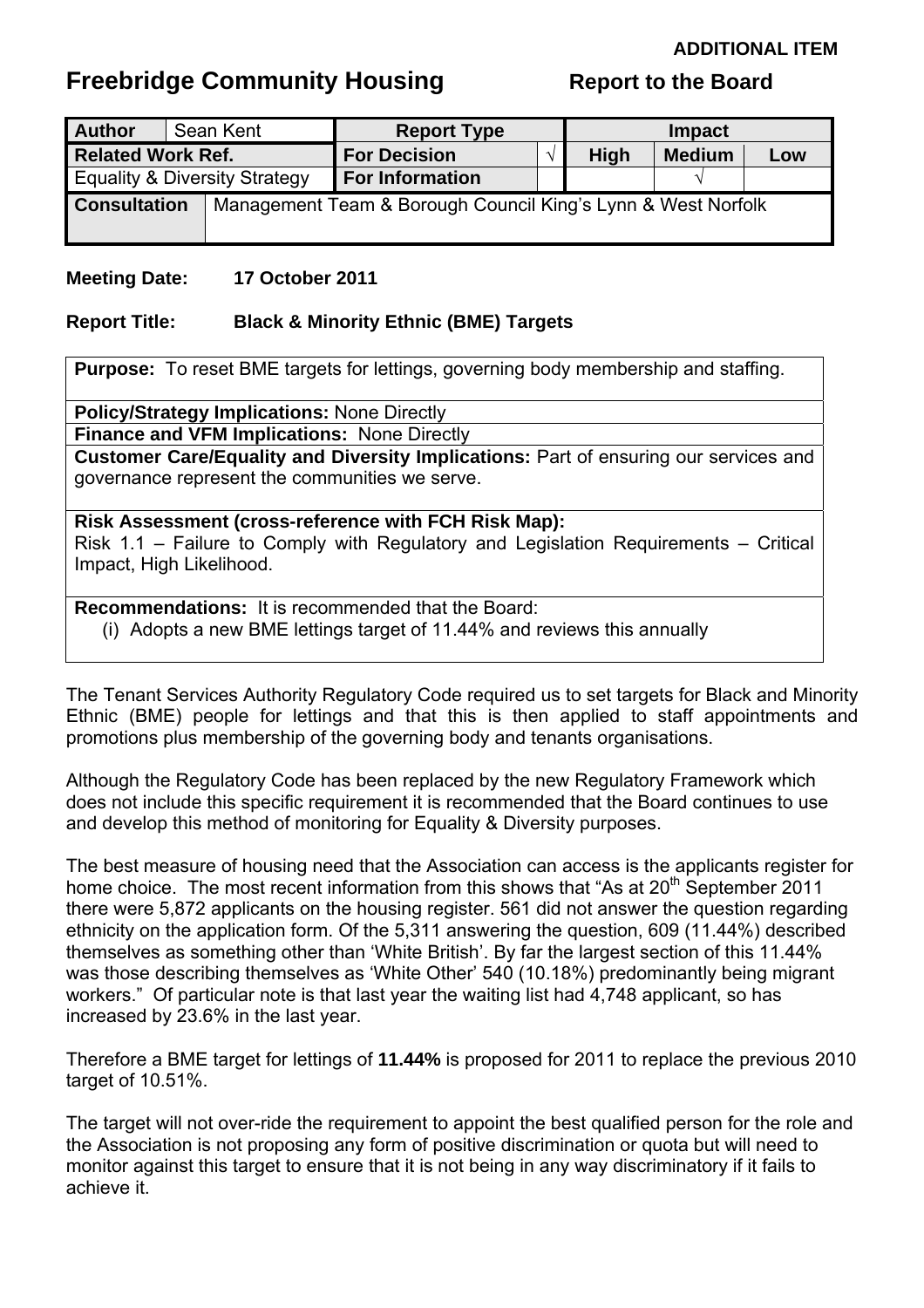**ADDITIONAL ITEM**

# Freebridge Community Housing

**Report to the Board**

| **Author** | Sean Kent | **Report Type** | | **Impact** | | |
|---|---|---|---|---|---|---|
| **Related Work Ref.** | | **For Decision** | √ | **High** | **Medium** | **Low** |
| Equality & Diversity Strategy | | **For Information** | | | √ | |
| **Consultation** | Management Team & Borough Council King's Lynn & West Norfolk | | | | | |

**Meeting Date:** **17 October 2011**

**Report Title:** **Black & Minority Ethnic (BME) Targets**

**Purpose:** To reset BME targets for lettings, governing body membership and staffing.

**Policy/Strategy Implications:** None Directly

**Finance and VFM Implications:** None Directly

**Customer Care/Equality and Diversity Implications:** Part of ensuring our services and governance represent the communities we serve.

**Risk Assessment (cross-reference with FCH Risk Map):**
Risk 1.1 – Failure to Comply with Regulatory and Legislation Requirements – Critical Impact, High Likelihood.

**Recommendations:** It is recommended that the Board:

(i) Adopts a new BME lettings target of 11.44% and reviews this annually

The Tenant Services Authority Regulatory Code required us to set targets for Black and Minority Ethnic (BME) people for lettings and that this is then applied to staff appointments and promotions plus membership of the governing body and tenants organisations.

Although the Regulatory Code has been replaced by the new Regulatory Framework which does not include this specific requirement it is recommended that the Board continues to use and develop this method of monitoring for Equality & Diversity purposes.

The best measure of housing need that the Association can access is the applicants register for home choice. The most recent information from this shows that "As at 20th September 2011 there were 5,872 applicants on the housing register. 561 did not answer the question regarding ethnicity on the application form. Of the 5,311 answering the question, 609 (11.44%) described themselves as something other than 'White British'. By far the largest section of this 11.44% was those describing themselves as 'White Other' 540 (10.18%) predominantly being migrant workers." Of particular note is that last year the waiting list had 4,748 applicant, so has increased by 23.6% in the last year.

Therefore a BME target for lettings of **11.44%** is proposed for 2011 to replace the previous 2010 target of 10.51%.

The target will not over-ride the requirement to appoint the best qualified person for the role and the Association is not proposing any form of positive discrimination or quota but will need to monitor against this target to ensure that it is not being in any way discriminatory if it fails to achieve it.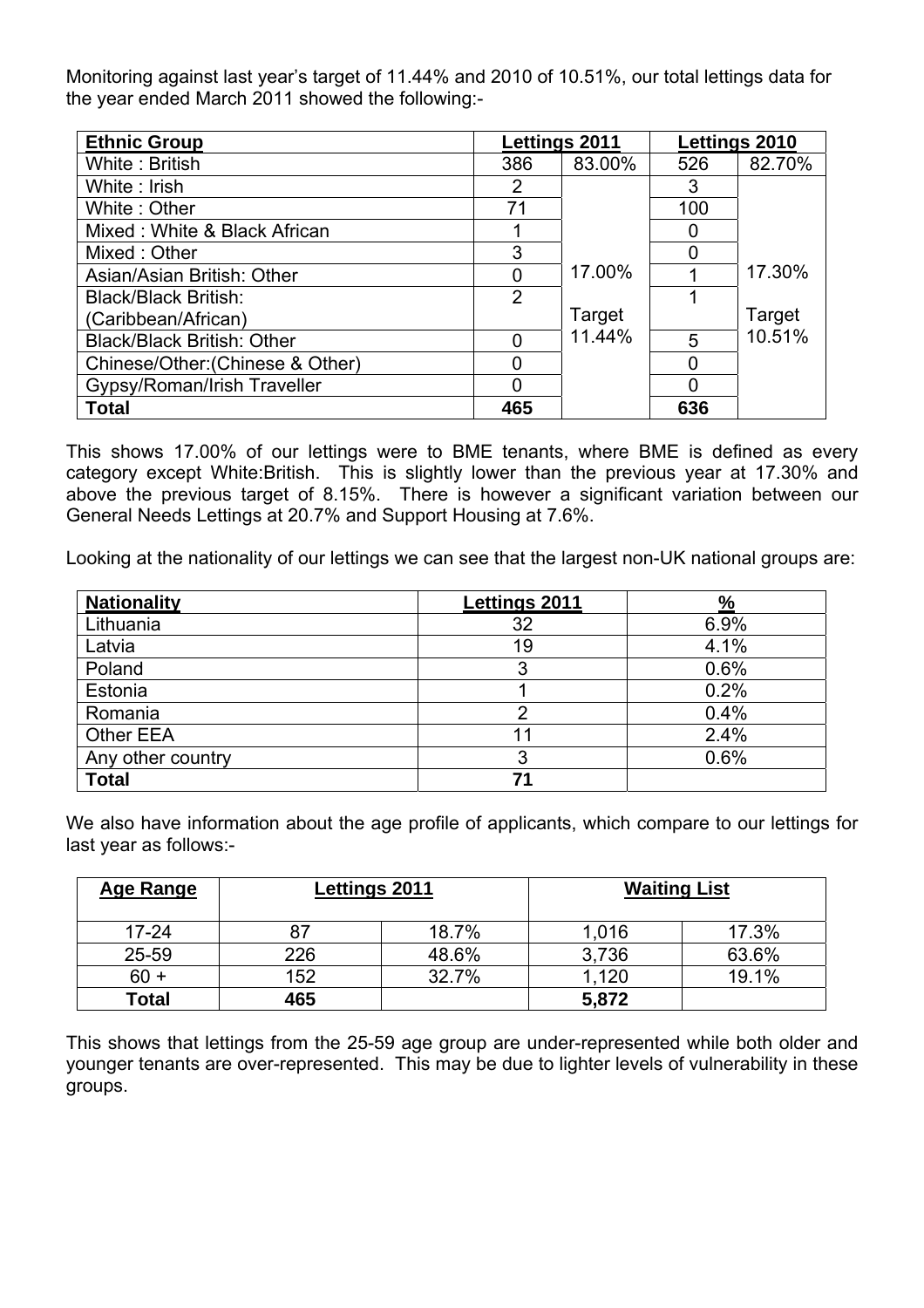Monitoring against last year's target of 11.44% and 2010 of 10.51%, our total lettings data for the year ended March 2011 showed the following:-

| Ethnic Group | Lettings 2011 | | Lettings 2010 | |
|---|---|---|---|---|
| White : British | 386 | 83.00% | 526 | 82.70% |
| White : Irish | 2 | 17.00% Target 11.44% | 3 | 17.30% Target 10.51% |
| White : Other | 71 | | 100 | |
| Mixed : White & Black African | 1 | | 0 | |
| Mixed : Other | 3 | | 0 | |
| Asian/Asian British: Other | 0 | | 1 | |
| Black/Black British: (Caribbean/African) | 2 | | 1 | |
| Black/Black British: Other | 0 | | 5 | |
| Chinese/Other:(Chinese & Other) | 0 | | 0 | |
| Gypsy/Roman/Irish Traveller | 0 | | 0 | |
| **Total** | **465** | | **636** | |

This shows 17.00% of our lettings were to BME tenants, where BME is defined as every category except White:British. This is slightly lower than the previous year at 17.30% and above the previous target of 8.15%. There is however a significant variation between our General Needs Lettings at 20.7% and Support Housing at 7.6%.

Looking at the nationality of our lettings we can see that the largest non-UK national groups are:

| Nationality | Lettings 2011 | % |
|---|---|---|
| Lithuania | 32 | 6.9% |
| Latvia | 19 | 4.1% |
| Poland | 3 | 0.6% |
| Estonia | 1 | 0.2% |
| Romania | 2 | 0.4% |
| Other EEA | 11 | 2.4% |
| Any other country | 3 | 0.6% |
| **Total** | **71** | |

We also have information about the age profile of applicants, which compare to our lettings for last year as follows:-

| Age Range | Lettings 2011 | | Waiting List | |
|---|---|---|---|---|
| 17-24 | 87 | 18.7% | 1,016 | 17.3% |
| 25-59 | 226 | 48.6% | 3,736 | 63.6% |
| 60 + | 152 | 32.7% | 1,120 | 19.1% |
| **Total** | **465** | | **5,872** | |

This shows that lettings from the 25-59 age group are under-represented while both older and younger tenants are over-represented. This may be due to lighter levels of vulnerability in these groups.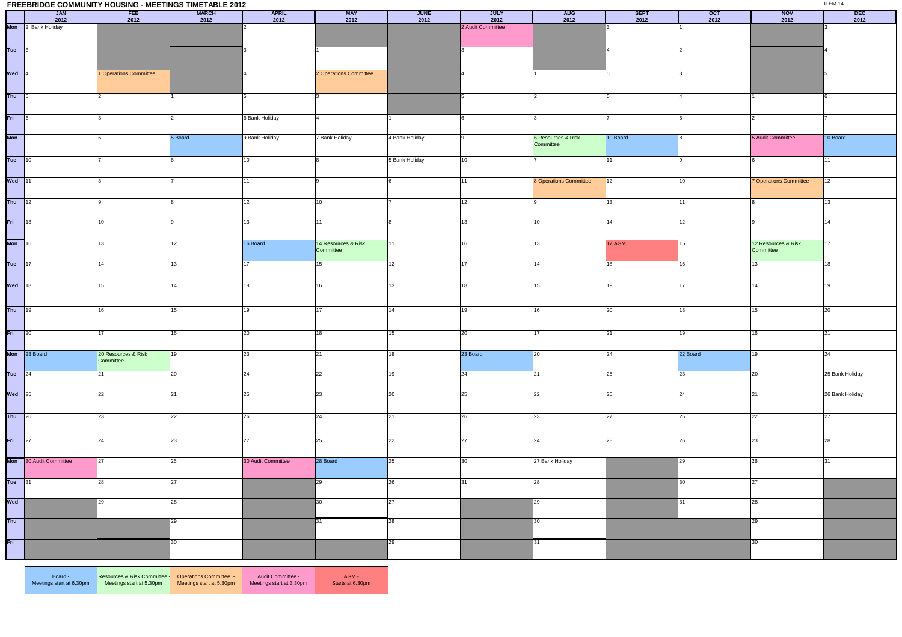# FREEBRIDGE COMMUNITY HOUSING - MEETINGS TIMETABLE 2012

ITEM 14

| | JAN 2012 | FEB 2012 | MARCH 2012 | APRIL 2012 | MAY 2012 | JUNE 2012 | JULY 2012 | AUG 2012 | SEPT 2012 | OCT 2012 | NOV 2012 | DEC 2012 |
|---|---|---|---|---|---|---|---|---|---|---|---|---|
| Mon | 2 Bank Holiday | | | 2 | | | 2 Audit Committee | | 3 | 1 | | 3 |
| Tue | 3 | | | 3 | 1 | | 3 | | 4 | 2 | | 4 |
| Wed | 4 | 1 Operations Committee | | 4 | 2 Operations Committee | | 4 | 1 | 5 | 3 | | 5 |
| Thu | 5 | 2 | 1 | 5 | 3 | | 5 | 2 | 6 | 4 | 1 | 6 |
| Fri | 6 | 3 | 2 | 6 Bank Holiday | 4 | 1 | 6 | 3 | 7 | 5 | 2 | 7 |
| Mon | 9 | 6 | 5 Board | 9 Bank Holiday | 7 Bank Holiday | 4 Bank Holiday | 9 | 6 Resources & Risk Committee | 10 Board | 8 | 5 Audit Committee | 10 Board |
| Tue | 10 | 7 | 6 | 10 | 8 | 5 Bank Holiday | 10 | 7 | 11 | 9 | 6 | 11 |
| Wed | 11 | 8 | 7 | 11 | 9 | 6 | 11 | 8 Operations Committee | 12 | 10 | 7 Operations Committee | 12 |
| Thu | 12 | 9 | 8 | 12 | 10 | 7 | 12 | 9 | 13 | 11 | 8 | 13 |
| Fri | 13 | 10 | 9 | 13 | 11 | 8 | 13 | 10 | 14 | 12 | 9 | 14 |
| Mon | 16 | 13 | 12 | 16 Board | 14 Resources & Risk Committee | 11 | 16 | 13 | 17 AGM | 15 | 12 Resources & Risk Committee | 17 |
| Tue | 17 | 14 | 13 | 17 | 15 | 12 | 17 | 14 | 18 | 16 | 13 | 18 |
| Wed | 18 | 15 | 14 | 18 | 16 | 13 | 18 | 15 | 19 | 17 | 14 | 19 |
| Thu | 19 | 16 | 15 | 19 | 17 | 14 | 19 | 16 | 20 | 18 | 15 | 20 |
| Fri | 20 | 17 | 16 | 20 | 18 | 15 | 20 | 17 | 21 | 19 | 16 | 21 |
| Mon | 23 Board | 20 Resources & Risk Committee | 19 | 23 | 21 | 18 | 23 Board | 20 | 24 | 22 Board | 19 | 24 |
| Tue | 24 | 21 | 20 | 24 | 22 | 19 | 24 | 21 | 25 | 23 | 20 | 25 Bank Holiday |
| Wed | 25 | 22 | 21 | 25 | 23 | 20 | 25 | 22 | 26 | 24 | 21 | 26 Bank Holiday |
| Thu | 26 | 23 | 22 | 26 | 24 | 21 | 26 | 23 | 27 | 25 | 22 | 27 |
| Fri | 27 | 24 | 23 | 27 | 25 | 22 | 27 | 24 | 28 | 26 | 23 | 28 |
| Mon | 30 Audit Committee | 27 | 26 | 30 Audit Committee | 28 Board | 25 | 30 | 27 Bank Holiday | | 29 | 26 | 31 |
| Tue | 31 | 28 | 27 | | 29 | 26 | 31 | 28 | | 30 | 27 | |
| Wed | | 29 | 28 | | 30 | 27 | | 29 | | 31 | 28 | |
| Thu | | | 29 | | 31 | 28 | | 30 | | | 29 | |
| Fri | | | 30 | | | 29 | | 31 | | | 30 | |

Board - Meetings start at 6.30pm

Resources & Risk Committee - Meetings start at 5.30pm

Operations Committee - Meetings start at 5.30pm

Audit Committee - Meetings start at 3.30pm

AGM - Starts at 6.30pm